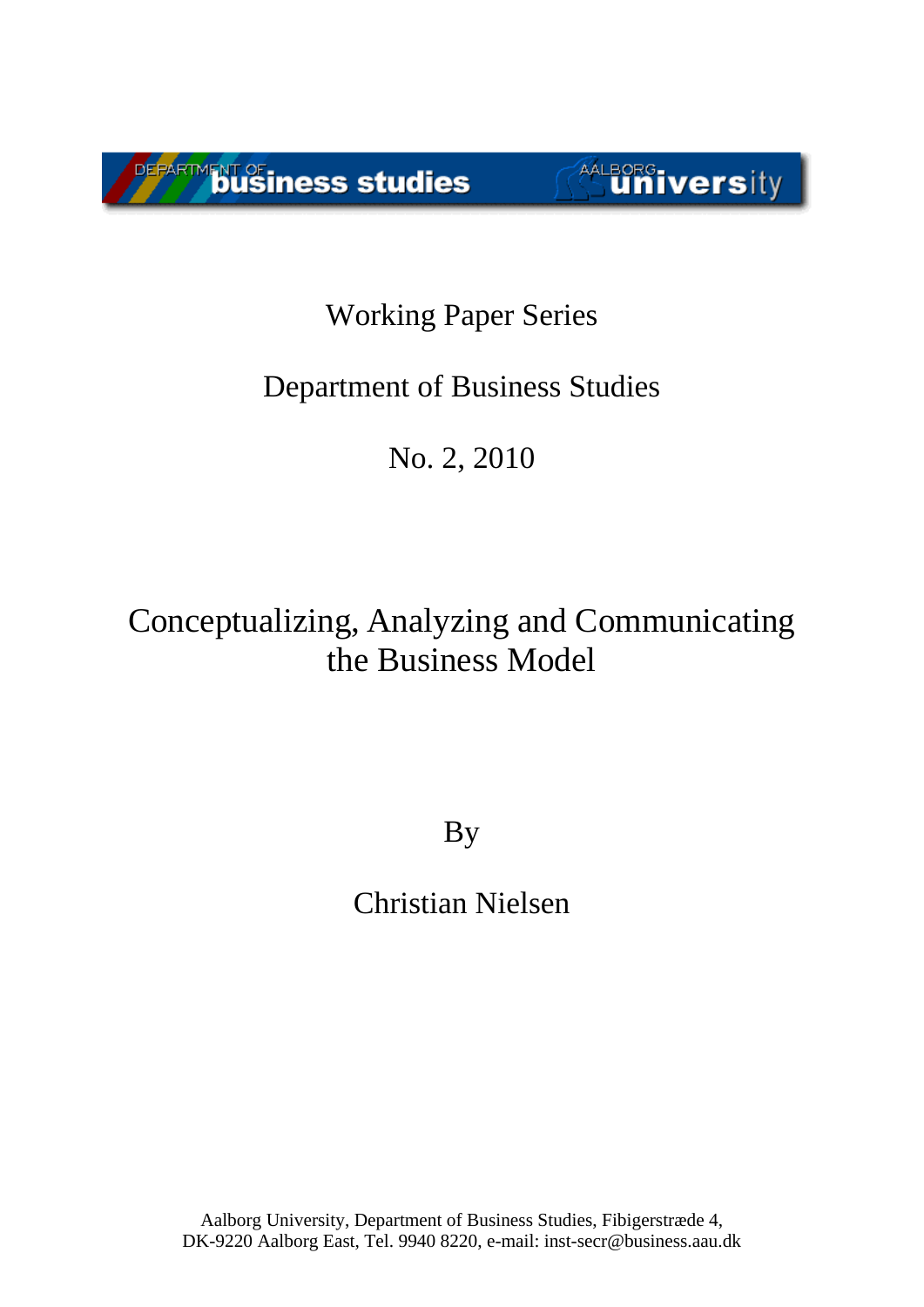Working Paper Series

Department of Business Studies

No. 2, 2010

# Conceptualizing, Analyzing and Communicating the Business Model

By

Christian Nielsen

Aalborg University, Department of Business Studies, Fibigerstræde 4,
DK-9220 Aalborg East, Tel. 9940 8220, e-mail: inst-secr@business.aau.dk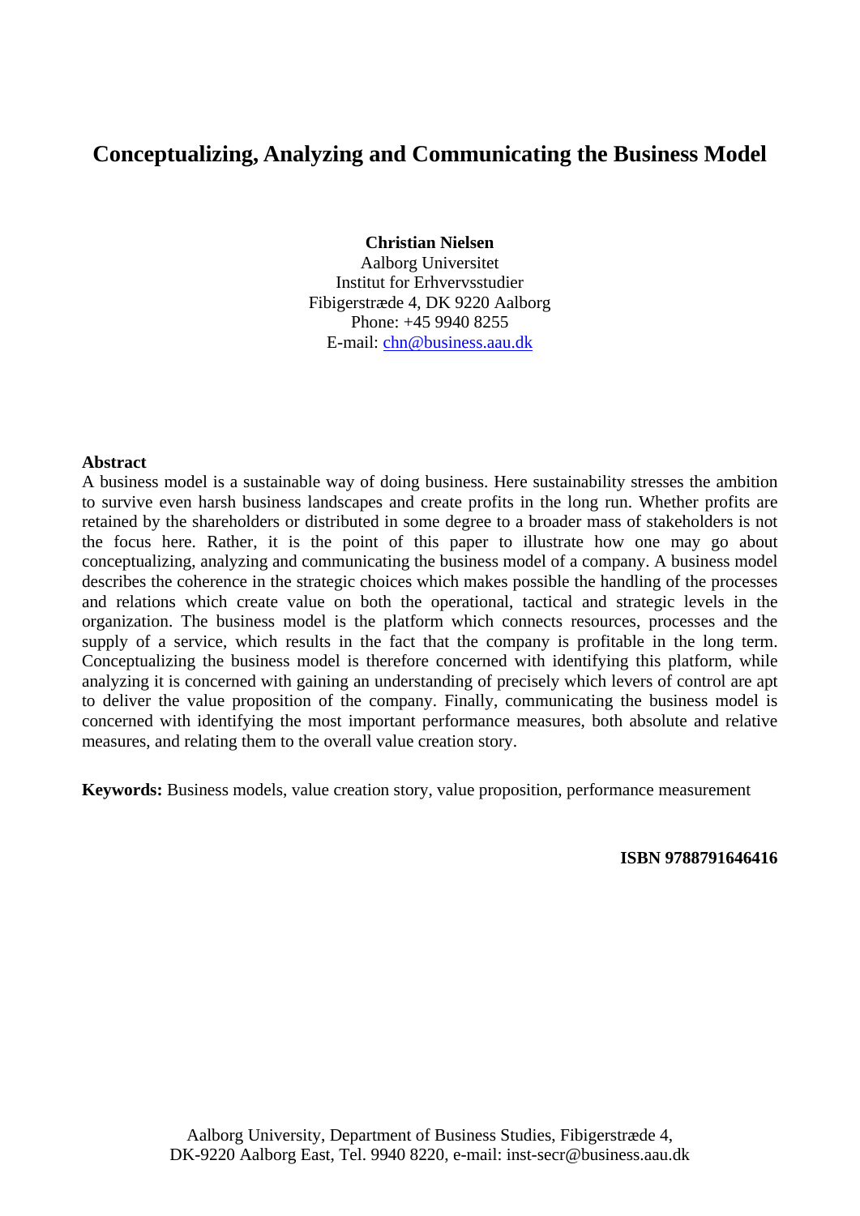# Conceptualizing, Analyzing and Communicating the Business Model

**Christian Nielsen**
Aalborg Universitet
Institut for Erhvervsstudier
Fibigerstræde 4, DK 9220 Aalborg
Phone: +45 9940 8255
E-mail: chn@business.aau.dk

**Abstract**

A business model is a sustainable way of doing business. Here sustainability stresses the ambition to survive even harsh business landscapes and create profits in the long run. Whether profits are retained by the shareholders or distributed in some degree to a broader mass of stakeholders is not the focus here. Rather, it is the point of this paper to illustrate how one may go about conceptualizing, analyzing and communicating the business model of a company. A business model describes the coherence in the strategic choices which makes possible the handling of the processes and relations which create value on both the operational, tactical and strategic levels in the organization. The business model is the platform which connects resources, processes and the supply of a service, which results in the fact that the company is profitable in the long term. Conceptualizing the business model is therefore concerned with identifying this platform, while analyzing it is concerned with gaining an understanding of precisely which levers of control are apt to deliver the value proposition of the company. Finally, communicating the business model is concerned with identifying the most important performance measures, both absolute and relative measures, and relating them to the overall value creation story.

**Keywords:** Business models, value creation story, value proposition, performance measurement

**ISBN 9788791646416**

Aalborg University, Department of Business Studies, Fibigerstræde 4, DK-9220 Aalborg East, Tel. 9940 8220, e-mail: inst-secr@business.aau.dk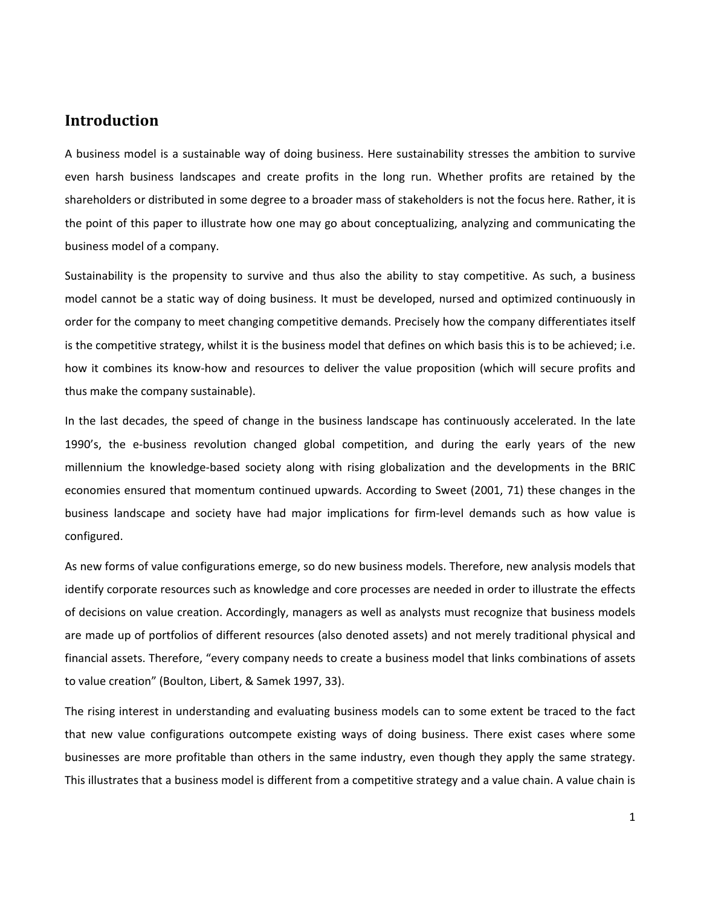## Introduction

A business model is a sustainable way of doing business. Here sustainability stresses the ambition to survive even harsh business landscapes and create profits in the long run. Whether profits are retained by the shareholders or distributed in some degree to a broader mass of stakeholders is not the focus here. Rather, it is the point of this paper to illustrate how one may go about conceptualizing, analyzing and communicating the business model of a company.

Sustainability is the propensity to survive and thus also the ability to stay competitive. As such, a business model cannot be a static way of doing business. It must be developed, nursed and optimized continuously in order for the company to meet changing competitive demands. Precisely how the company differentiates itself is the competitive strategy, whilst it is the business model that defines on which basis this is to be achieved; i.e. how it combines its know-how and resources to deliver the value proposition (which will secure profits and thus make the company sustainable).

In the last decades, the speed of change in the business landscape has continuously accelerated. In the late 1990's, the e-business revolution changed global competition, and during the early years of the new millennium the knowledge-based society along with rising globalization and the developments in the BRIC economies ensured that momentum continued upwards. According to Sweet (2001, 71) these changes in the business landscape and society have had major implications for firm-level demands such as how value is configured.

As new forms of value configurations emerge, so do new business models. Therefore, new analysis models that identify corporate resources such as knowledge and core processes are needed in order to illustrate the effects of decisions on value creation. Accordingly, managers as well as analysts must recognize that business models are made up of portfolios of different resources (also denoted assets) and not merely traditional physical and financial assets. Therefore, "every company needs to create a business model that links combinations of assets to value creation" (Boulton, Libert, & Samek 1997, 33).

The rising interest in understanding and evaluating business models can to some extent be traced to the fact that new value configurations outcompete existing ways of doing business. There exist cases where some businesses are more profitable than others in the same industry, even though they apply the same strategy. This illustrates that a business model is different from a competitive strategy and a value chain. A value chain is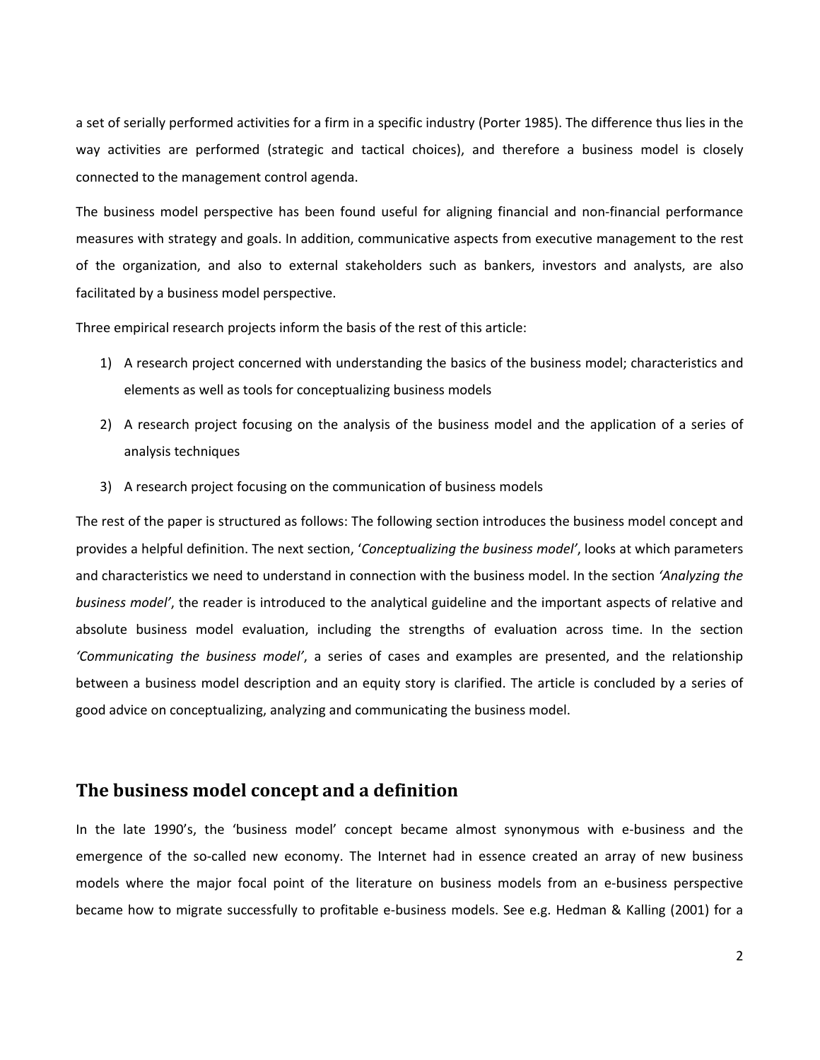a set of serially performed activities for a firm in a specific industry (Porter 1985). The difference thus lies in the way activities are performed (strategic and tactical choices), and therefore a business model is closely connected to the management control agenda.

The business model perspective has been found useful for aligning financial and non-financial performance measures with strategy and goals. In addition, communicative aspects from executive management to the rest of the organization, and also to external stakeholders such as bankers, investors and analysts, are also facilitated by a business model perspective.

Three empirical research projects inform the basis of the rest of this article:

1) A research project concerned with understanding the basics of the business model; characteristics and elements as well as tools for conceptualizing business models
2) A research project focusing on the analysis of the business model and the application of a series of analysis techniques
3) A research project focusing on the communication of business models

The rest of the paper is structured as follows: The following section introduces the business model concept and provides a helpful definition. The next section, '*Conceptualizing the business model'*, looks at which parameters and characteristics we need to understand in connection with the business model. In the section *'Analyzing the business model'*, the reader is introduced to the analytical guideline and the important aspects of relative and absolute business model evaluation, including the strengths of evaluation across time. In the section *'Communicating the business model'*, a series of cases and examples are presented, and the relationship between a business model description and an equity story is clarified. The article is concluded by a series of good advice on conceptualizing, analyzing and communicating the business model.

## The business model concept and a definition

In the late 1990's, the 'business model' concept became almost synonymous with e-business and the emergence of the so-called new economy. The Internet had in essence created an array of new business models where the major focal point of the literature on business models from an e-business perspective became how to migrate successfully to profitable e-business models. See e.g. Hedman & Kalling (2001) for a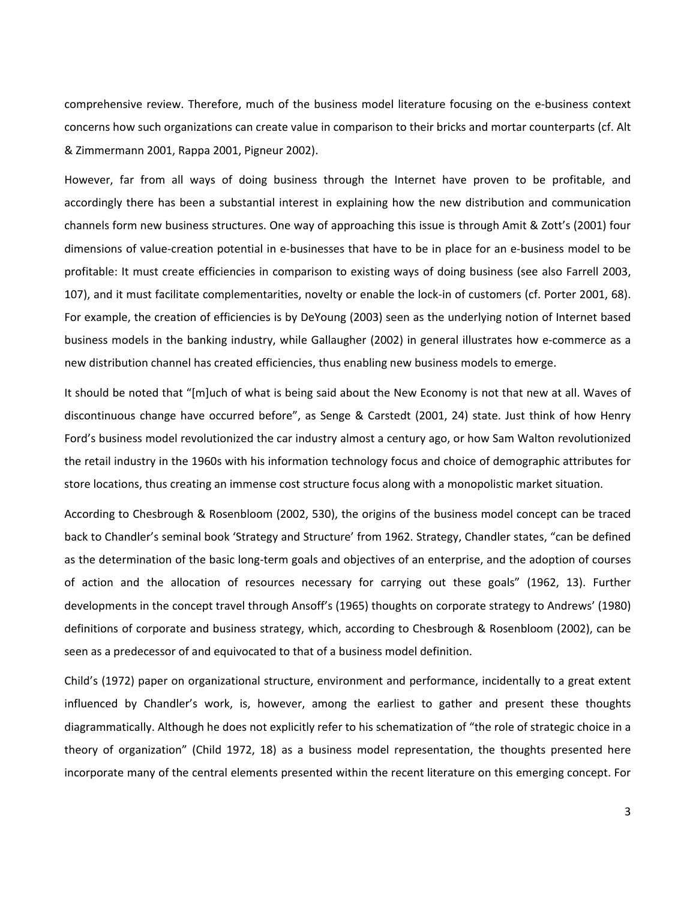comprehensive review. Therefore, much of the business model literature focusing on the e-business context concerns how such organizations can create value in comparison to their bricks and mortar counterparts (cf. Alt & Zimmermann 2001, Rappa 2001, Pigneur 2002).

However, far from all ways of doing business through the Internet have proven to be profitable, and accordingly there has been a substantial interest in explaining how the new distribution and communication channels form new business structures. One way of approaching this issue is through Amit & Zott's (2001) four dimensions of value-creation potential in e-businesses that have to be in place for an e-business model to be profitable: It must create efficiencies in comparison to existing ways of doing business (see also Farrell 2003, 107), and it must facilitate complementarities, novelty or enable the lock-in of customers (cf. Porter 2001, 68). For example, the creation of efficiencies is by DeYoung (2003) seen as the underlying notion of Internet based business models in the banking industry, while Gallaugher (2002) in general illustrates how e-commerce as a new distribution channel has created efficiencies, thus enabling new business models to emerge.

It should be noted that "[m]uch of what is being said about the New Economy is not that new at all. Waves of discontinuous change have occurred before", as Senge & Carstedt (2001, 24) state. Just think of how Henry Ford's business model revolutionized the car industry almost a century ago, or how Sam Walton revolutionized the retail industry in the 1960s with his information technology focus and choice of demographic attributes for store locations, thus creating an immense cost structure focus along with a monopolistic market situation.

According to Chesbrough & Rosenbloom (2002, 530), the origins of the business model concept can be traced back to Chandler's seminal book 'Strategy and Structure' from 1962. Strategy, Chandler states, "can be defined as the determination of the basic long-term goals and objectives of an enterprise, and the adoption of courses of action and the allocation of resources necessary for carrying out these goals" (1962, 13). Further developments in the concept travel through Ansoff's (1965) thoughts on corporate strategy to Andrews' (1980) definitions of corporate and business strategy, which, according to Chesbrough & Rosenbloom (2002), can be seen as a predecessor of and equivocated to that of a business model definition.

Child's (1972) paper on organizational structure, environment and performance, incidentally to a great extent influenced by Chandler's work, is, however, among the earliest to gather and present these thoughts diagrammatically. Although he does not explicitly refer to his schematization of "the role of strategic choice in a theory of organization" (Child 1972, 18) as a business model representation, the thoughts presented here incorporate many of the central elements presented within the recent literature on this emerging concept. For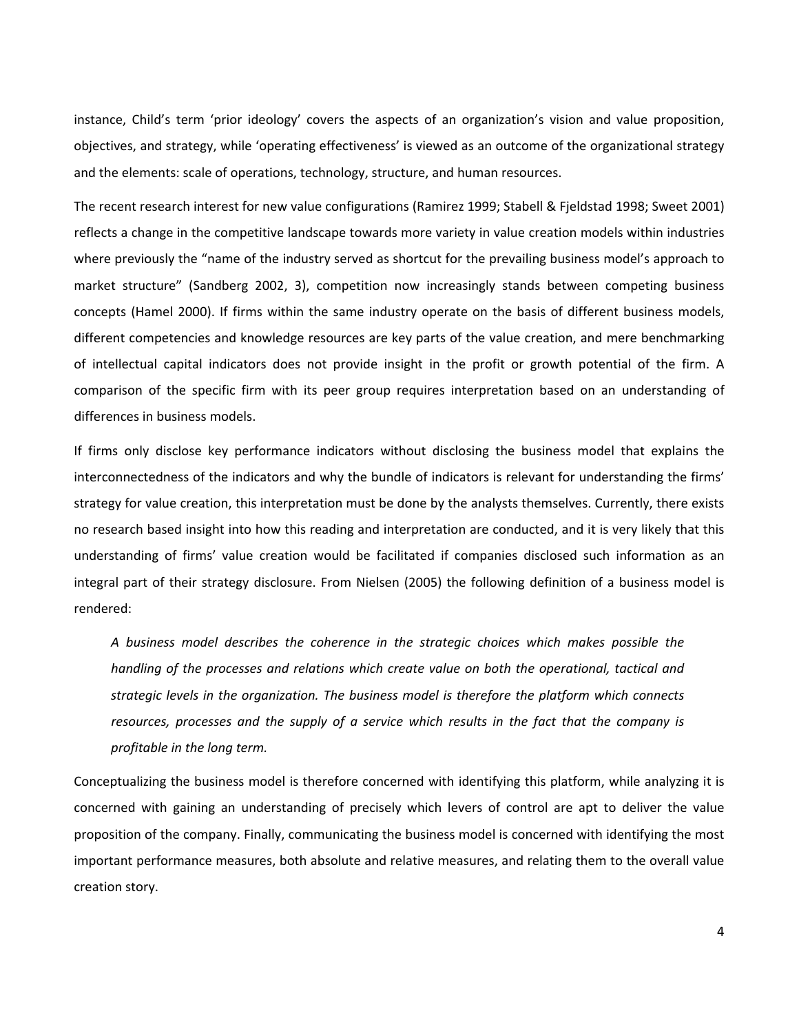instance, Child's term 'prior ideology' covers the aspects of an organization's vision and value proposition, objectives, and strategy, while 'operating effectiveness' is viewed as an outcome of the organizational strategy and the elements: scale of operations, technology, structure, and human resources.

The recent research interest for new value configurations (Ramirez 1999; Stabell & Fjeldstad 1998; Sweet 2001) reflects a change in the competitive landscape towards more variety in value creation models within industries where previously the "name of the industry served as shortcut for the prevailing business model's approach to market structure" (Sandberg 2002, 3), competition now increasingly stands between competing business concepts (Hamel 2000). If firms within the same industry operate on the basis of different business models, different competencies and knowledge resources are key parts of the value creation, and mere benchmarking of intellectual capital indicators does not provide insight in the profit or growth potential of the firm. A comparison of the specific firm with its peer group requires interpretation based on an understanding of differences in business models.

If firms only disclose key performance indicators without disclosing the business model that explains the interconnectedness of the indicators and why the bundle of indicators is relevant for understanding the firms' strategy for value creation, this interpretation must be done by the analysts themselves. Currently, there exists no research based insight into how this reading and interpretation are conducted, and it is very likely that this understanding of firms' value creation would be facilitated if companies disclosed such information as an integral part of their strategy disclosure. From Nielsen (2005) the following definition of a business model is rendered:

> *A business model describes the coherence in the strategic choices which makes possible the handling of the processes and relations which create value on both the operational, tactical and strategic levels in the organization. The business model is therefore the platform which connects resources, processes and the supply of a service which results in the fact that the company is profitable in the long term.*

Conceptualizing the business model is therefore concerned with identifying this platform, while analyzing it is concerned with gaining an understanding of precisely which levers of control are apt to deliver the value proposition of the company. Finally, communicating the business model is concerned with identifying the most important performance measures, both absolute and relative measures, and relating them to the overall value creation story.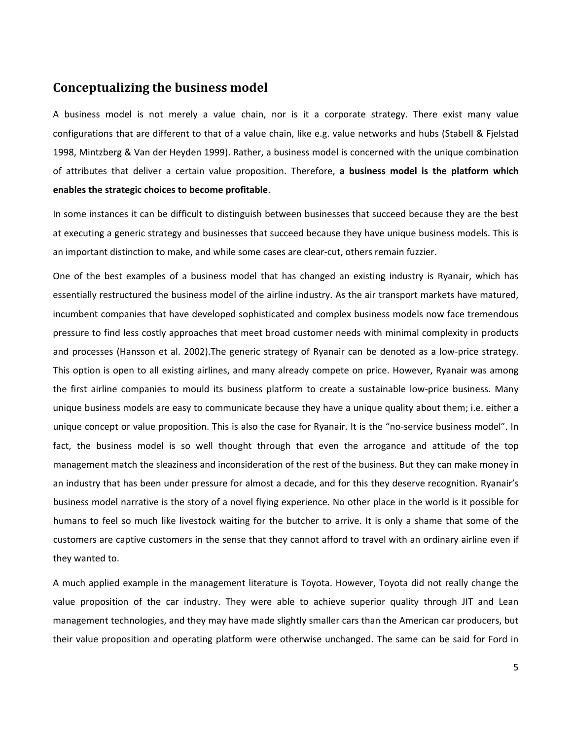## Conceptualizing the business model

A business model is not merely a value chain, nor is it a corporate strategy. There exist many value configurations that are different to that of a value chain, like e.g. value networks and hubs (Stabell & Fjelstad 1998, Mintzberg & Van der Heyden 1999). Rather, a business model is concerned with the unique combination of attributes that deliver a certain value proposition. Therefore, **a business model is the platform which enables the strategic choices to become profitable**.

In some instances it can be difficult to distinguish between businesses that succeed because they are the best at executing a generic strategy and businesses that succeed because they have unique business models. This is an important distinction to make, and while some cases are clear-cut, others remain fuzzier.

One of the best examples of a business model that has changed an existing industry is Ryanair, which has essentially restructured the business model of the airline industry. As the air transport markets have matured, incumbent companies that have developed sophisticated and complex business models now face tremendous pressure to find less costly approaches that meet broad customer needs with minimal complexity in products and processes (Hansson et al. 2002).The generic strategy of Ryanair can be denoted as a low-price strategy. This option is open to all existing airlines, and many already compete on price. However, Ryanair was among the first airline companies to mould its business platform to create a sustainable low-price business. Many unique business models are easy to communicate because they have a unique quality about them; i.e. either a unique concept or value proposition. This is also the case for Ryanair. It is the "no-service business model". In fact, the business model is so well thought through that even the arrogance and attitude of the top management match the sleaziness and inconsideration of the rest of the business. But they can make money in an industry that has been under pressure for almost a decade, and for this they deserve recognition. Ryanair's business model narrative is the story of a novel flying experience. No other place in the world is it possible for humans to feel so much like livestock waiting for the butcher to arrive. It is only a shame that some of the customers are captive customers in the sense that they cannot afford to travel with an ordinary airline even if they wanted to.

A much applied example in the management literature is Toyota. However, Toyota did not really change the value proposition of the car industry. They were able to achieve superior quality through JIT and Lean management technologies, and they may have made slightly smaller cars than the American car producers, but their value proposition and operating platform were otherwise unchanged. The same can be said for Ford in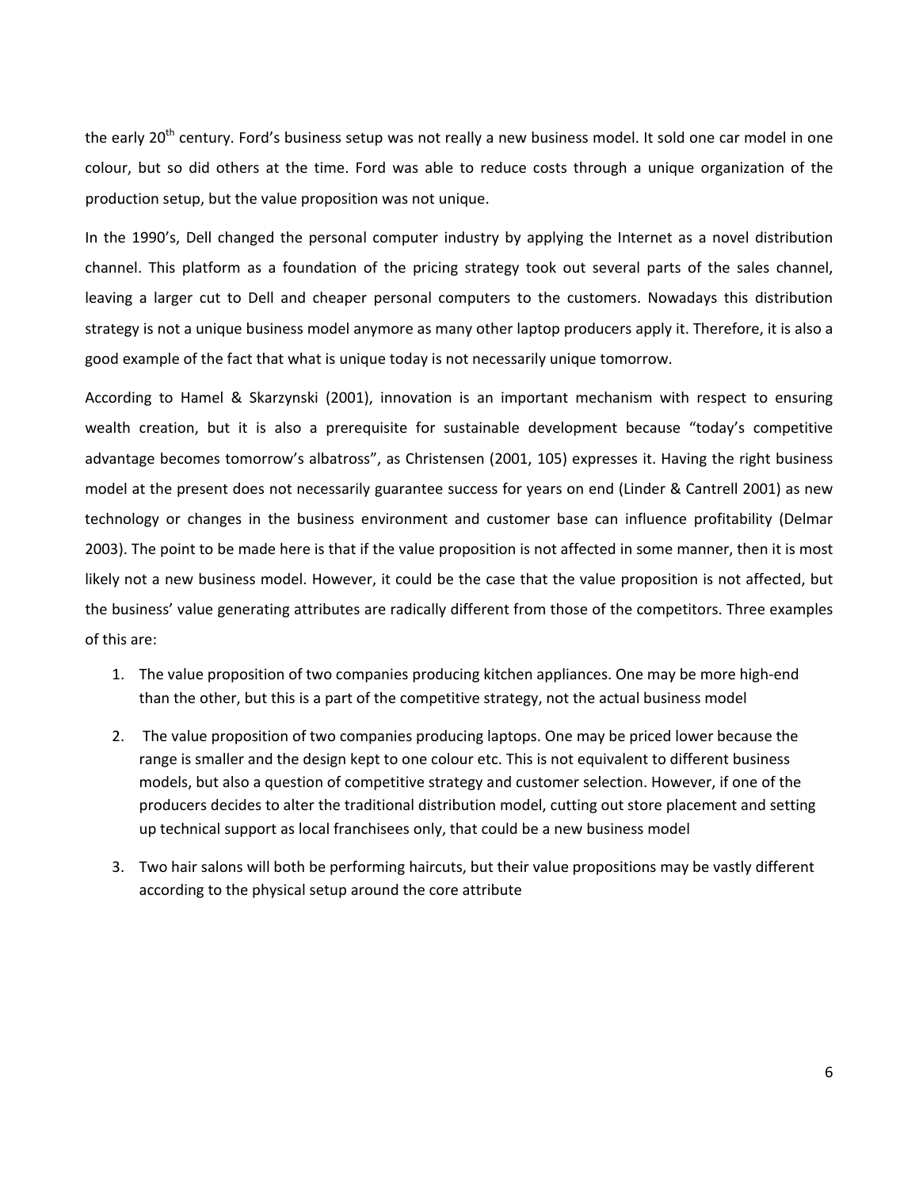the early 20th century. Ford's business setup was not really a new business model. It sold one car model in one colour, but so did others at the time. Ford was able to reduce costs through a unique organization of the production setup, but the value proposition was not unique.

In the 1990's, Dell changed the personal computer industry by applying the Internet as a novel distribution channel. This platform as a foundation of the pricing strategy took out several parts of the sales channel, leaving a larger cut to Dell and cheaper personal computers to the customers. Nowadays this distribution strategy is not a unique business model anymore as many other laptop producers apply it. Therefore, it is also a good example of the fact that what is unique today is not necessarily unique tomorrow.

According to Hamel & Skarzynski (2001), innovation is an important mechanism with respect to ensuring wealth creation, but it is also a prerequisite for sustainable development because "today's competitive advantage becomes tomorrow's albatross", as Christensen (2001, 105) expresses it. Having the right business model at the present does not necessarily guarantee success for years on end (Linder & Cantrell 2001) as new technology or changes in the business environment and customer base can influence profitability (Delmar 2003). The point to be made here is that if the value proposition is not affected in some manner, then it is most likely not a new business model. However, it could be the case that the value proposition is not affected, but the business' value generating attributes are radically different from those of the competitors. Three examples of this are:

1. The value proposition of two companies producing kitchen appliances. One may be more high-end than the other, but this is a part of the competitive strategy, not the actual business model
2. The value proposition of two companies producing laptops. One may be priced lower because the range is smaller and the design kept to one colour etc. This is not equivalent to different business models, but also a question of competitive strategy and customer selection. However, if one of the producers decides to alter the traditional distribution model, cutting out store placement and setting up technical support as local franchisees only, that could be a new business model
3. Two hair salons will both be performing haircuts, but their value propositions may be vastly different according to the physical setup around the core attribute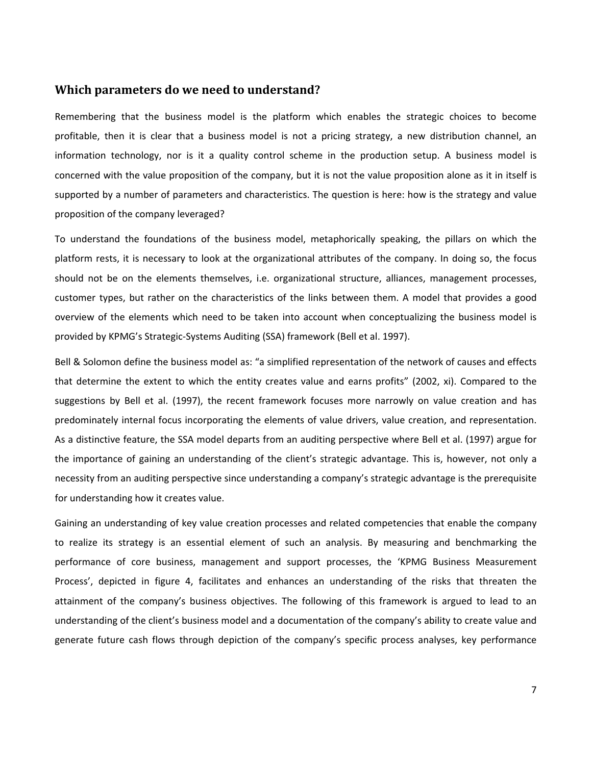## Which parameters do we need to understand?

Remembering that the business model is the platform which enables the strategic choices to become profitable, then it is clear that a business model is not a pricing strategy, a new distribution channel, an information technology, nor is it a quality control scheme in the production setup. A business model is concerned with the value proposition of the company, but it is not the value proposition alone as it in itself is supported by a number of parameters and characteristics. The question is here: how is the strategy and value proposition of the company leveraged?

To understand the foundations of the business model, metaphorically speaking, the pillars on which the platform rests, it is necessary to look at the organizational attributes of the company. In doing so, the focus should not be on the elements themselves, i.e. organizational structure, alliances, management processes, customer types, but rather on the characteristics of the links between them. A model that provides a good overview of the elements which need to be taken into account when conceptualizing the business model is provided by KPMG's Strategic-Systems Auditing (SSA) framework (Bell et al. 1997).

Bell & Solomon define the business model as: "a simplified representation of the network of causes and effects that determine the extent to which the entity creates value and earns profits" (2002, xi). Compared to the suggestions by Bell et al. (1997), the recent framework focuses more narrowly on value creation and has predominately internal focus incorporating the elements of value drivers, value creation, and representation. As a distinctive feature, the SSA model departs from an auditing perspective where Bell et al. (1997) argue for the importance of gaining an understanding of the client's strategic advantage. This is, however, not only a necessity from an auditing perspective since understanding a company's strategic advantage is the prerequisite for understanding how it creates value.

Gaining an understanding of key value creation processes and related competencies that enable the company to realize its strategy is an essential element of such an analysis. By measuring and benchmarking the performance of core business, management and support processes, the 'KPMG Business Measurement Process', depicted in figure 4, facilitates and enhances an understanding of the risks that threaten the attainment of the company's business objectives. The following of this framework is argued to lead to an understanding of the client's business model and a documentation of the company's ability to create value and generate future cash flows through depiction of the company's specific process analyses, key performance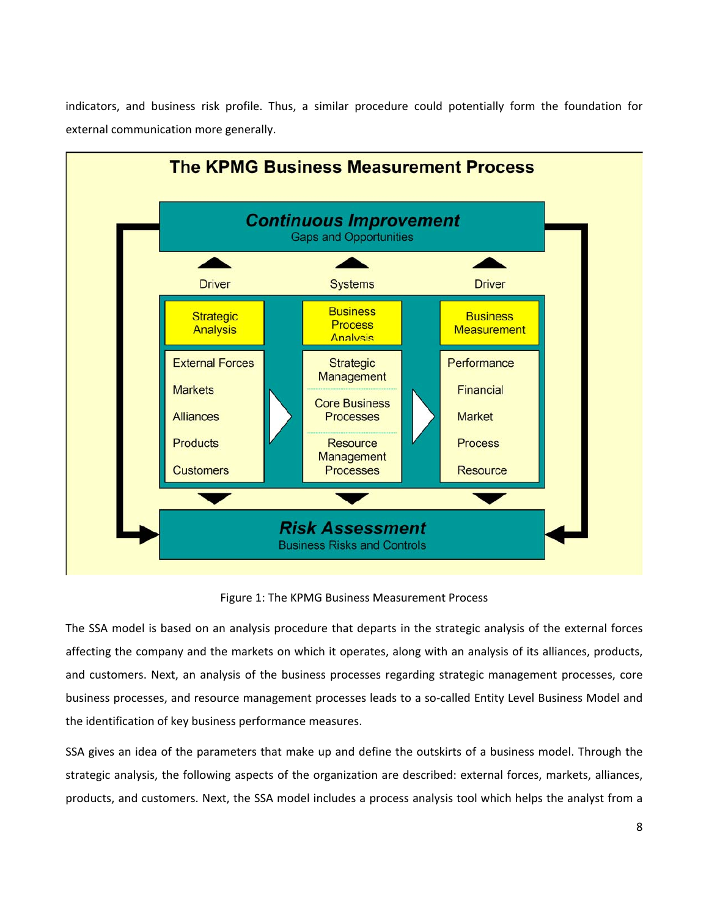indicators, and business risk profile. Thus, a similar procedure could potentially form the foundation for external communication more generally.

**The KPMG Business Measurement Process**

**Continuous Improvement**
Gaps and Opportunities

Driver — Systems — Driver

| Strategic Analysis | Business Process Analysis | Business Measurement |
| --- | --- | --- |
| External Forces | Strategic Management | Performance |
| Markets | Core Business Processes | Financial |
| Alliances | Resource Management Processes | Market |
| Products | | Process |
| Customers | | Resource |

**Risk Assessment**
Business Risks and Controls

Figure 1: The KPMG Business Measurement Process

The SSA model is based on an analysis procedure that departs in the strategic analysis of the external forces affecting the company and the markets on which it operates, along with an analysis of its alliances, products, and customers. Next, an analysis of the business processes regarding strategic management processes, core business processes, and resource management processes leads to a so-called Entity Level Business Model and the identification of key business performance measures.

SSA gives an idea of the parameters that make up and define the outskirts of a business model. Through the strategic analysis, the following aspects of the organization are described: external forces, markets, alliances, products, and customers. Next, the SSA model includes a process analysis tool which helps the analyst from a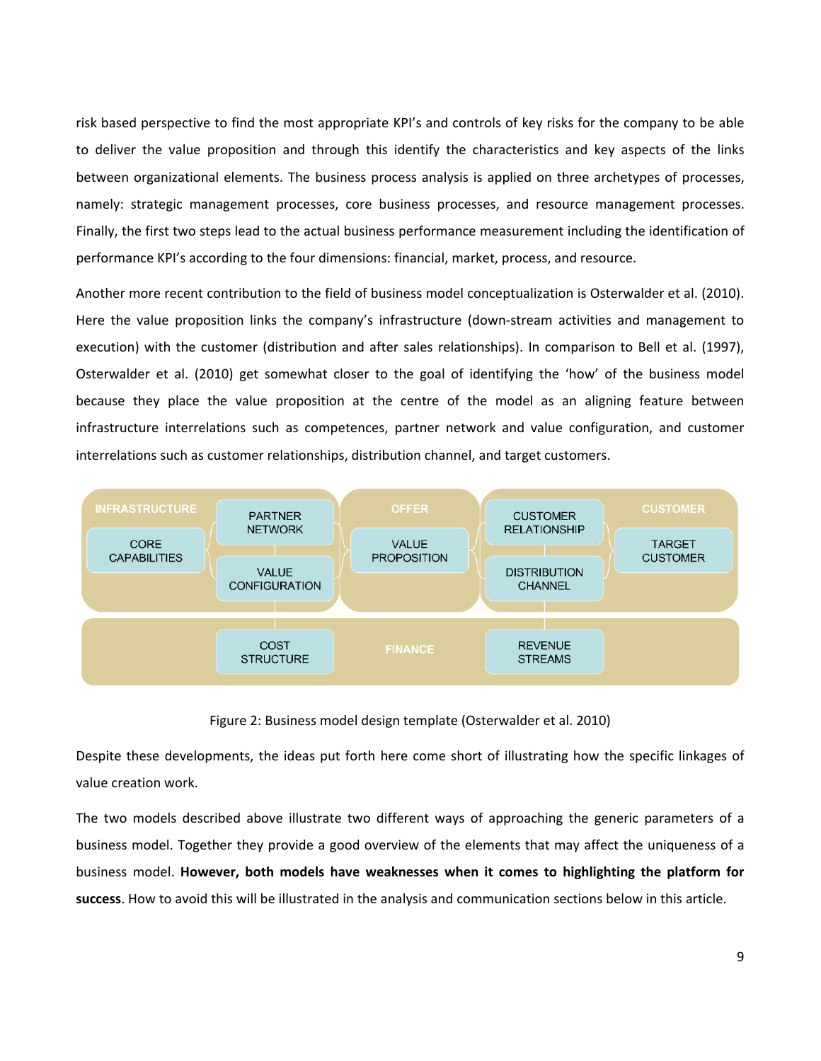risk based perspective to find the most appropriate KPI's and controls of key risks for the company to be able to deliver the value proposition and through this identify the characteristics and key aspects of the links between organizational elements. The business process analysis is applied on three archetypes of processes, namely: strategic management processes, core business processes, and resource management processes. Finally, the first two steps lead to the actual business performance measurement including the identification of performance KPI's according to the four dimensions: financial, market, process, and resource.

Another more recent contribution to the field of business model conceptualization is Osterwalder et al. (2010). Here the value proposition links the company's infrastructure (down-stream activities and management to execution) with the customer (distribution and after sales relationships). In comparison to Bell et al. (1997), Osterwalder et al. (2010) get somewhat closer to the goal of identifying the 'how' of the business model because they place the value proposition at the centre of the model as an aligning feature between infrastructure interrelations such as competences, partner network and value configuration, and customer interrelations such as customer relationships, distribution channel, and target customers.

Figure 2: Business model design template (Osterwalder et al. 2010)

Despite these developments, the ideas put forth here come short of illustrating how the specific linkages of value creation work.

The two models described above illustrate two different ways of approaching the generic parameters of a business model. Together they provide a good overview of the elements that may affect the uniqueness of a business model. **However, both models have weaknesses when it comes to highlighting the platform for success**. How to avoid this will be illustrated in the analysis and communication sections below in this article.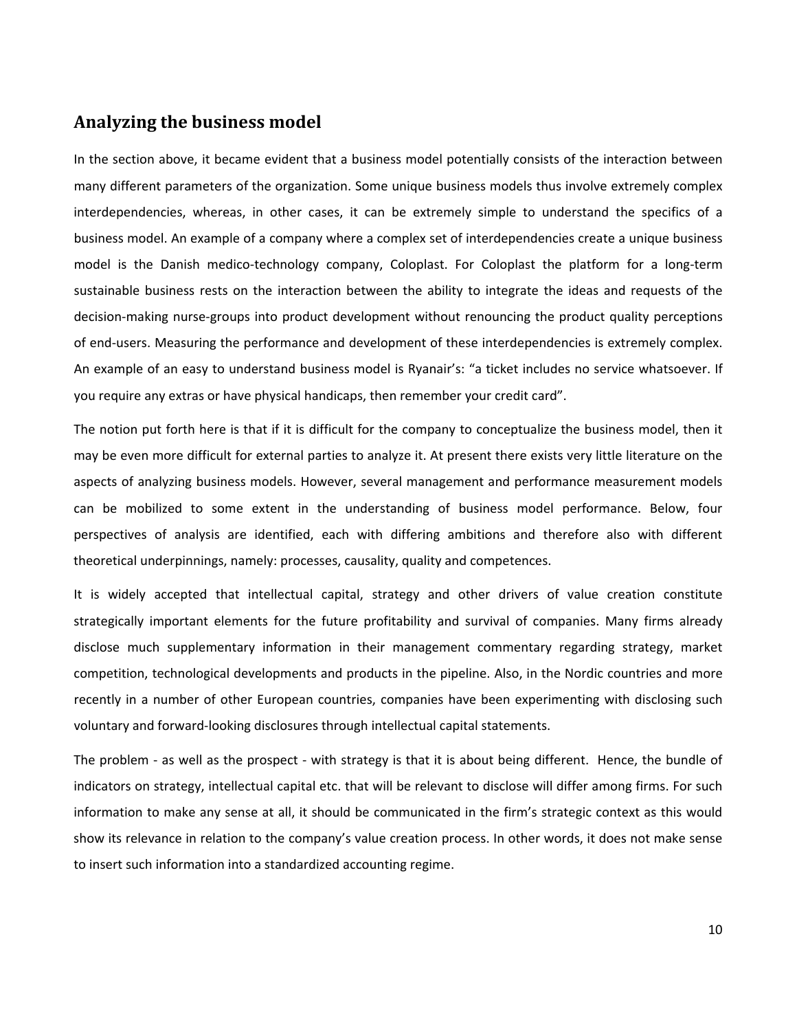## Analyzing the business model

In the section above, it became evident that a business model potentially consists of the interaction between many different parameters of the organization. Some unique business models thus involve extremely complex interdependencies, whereas, in other cases, it can be extremely simple to understand the specifics of a business model. An example of a company where a complex set of interdependencies create a unique business model is the Danish medico-technology company, Coloplast. For Coloplast the platform for a long-term sustainable business rests on the interaction between the ability to integrate the ideas and requests of the decision-making nurse-groups into product development without renouncing the product quality perceptions of end-users. Measuring the performance and development of these interdependencies is extremely complex. An example of an easy to understand business model is Ryanair's: "a ticket includes no service whatsoever. If you require any extras or have physical handicaps, then remember your credit card".

The notion put forth here is that if it is difficult for the company to conceptualize the business model, then it may be even more difficult for external parties to analyze it. At present there exists very little literature on the aspects of analyzing business models. However, several management and performance measurement models can be mobilized to some extent in the understanding of business model performance. Below, four perspectives of analysis are identified, each with differing ambitions and therefore also with different theoretical underpinnings, namely: processes, causality, quality and competences.

It is widely accepted that intellectual capital, strategy and other drivers of value creation constitute strategically important elements for the future profitability and survival of companies. Many firms already disclose much supplementary information in their management commentary regarding strategy, market competition, technological developments and products in the pipeline. Also, in the Nordic countries and more recently in a number of other European countries, companies have been experimenting with disclosing such voluntary and forward-looking disclosures through intellectual capital statements.

The problem - as well as the prospect - with strategy is that it is about being different. Hence, the bundle of indicators on strategy, intellectual capital etc. that will be relevant to disclose will differ among firms. For such information to make any sense at all, it should be communicated in the firm's strategic context as this would show its relevance in relation to the company's value creation process. In other words, it does not make sense to insert such information into a standardized accounting regime.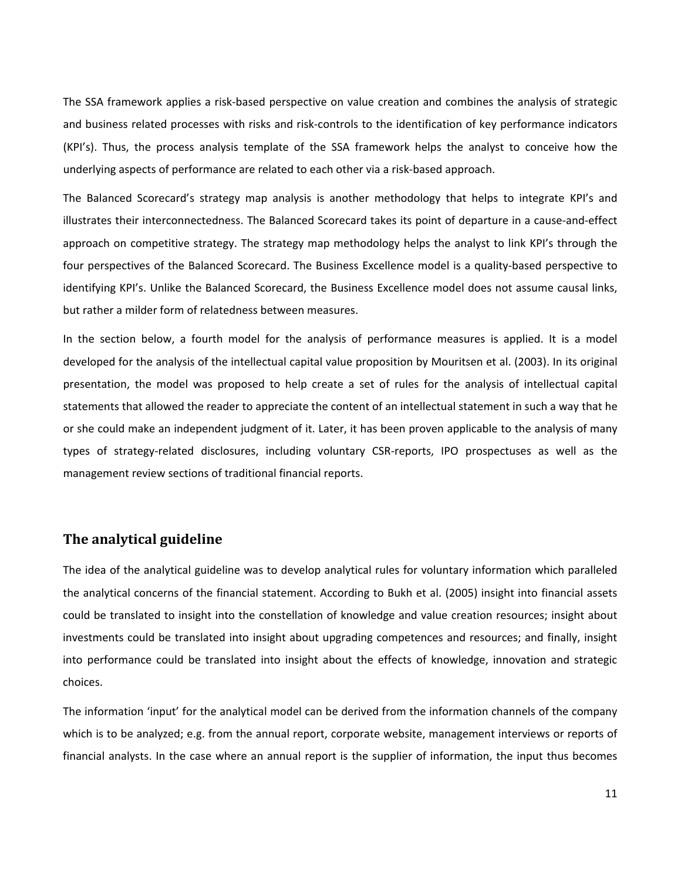The SSA framework applies a risk-based perspective on value creation and combines the analysis of strategic and business related processes with risks and risk-controls to the identification of key performance indicators (KPI's). Thus, the process analysis template of the SSA framework helps the analyst to conceive how the underlying aspects of performance are related to each other via a risk-based approach.

The Balanced Scorecard's strategy map analysis is another methodology that helps to integrate KPI's and illustrates their interconnectedness. The Balanced Scorecard takes its point of departure in a cause-and-effect approach on competitive strategy. The strategy map methodology helps the analyst to link KPI's through the four perspectives of the Balanced Scorecard. The Business Excellence model is a quality-based perspective to identifying KPI's. Unlike the Balanced Scorecard, the Business Excellence model does not assume causal links, but rather a milder form of relatedness between measures.

In the section below, a fourth model for the analysis of performance measures is applied. It is a model developed for the analysis of the intellectual capital value proposition by Mouritsen et al. (2003). In its original presentation, the model was proposed to help create a set of rules for the analysis of intellectual capital statements that allowed the reader to appreciate the content of an intellectual statement in such a way that he or she could make an independent judgment of it. Later, it has been proven applicable to the analysis of many types of strategy-related disclosures, including voluntary CSR-reports, IPO prospectuses as well as the management review sections of traditional financial reports.

## The analytical guideline

The idea of the analytical guideline was to develop analytical rules for voluntary information which paralleled the analytical concerns of the financial statement. According to Bukh et al. (2005) insight into financial assets could be translated to insight into the constellation of knowledge and value creation resources; insight about investments could be translated into insight about upgrading competences and resources; and finally, insight into performance could be translated into insight about the effects of knowledge, innovation and strategic choices.

The information 'input' for the analytical model can be derived from the information channels of the company which is to be analyzed; e.g. from the annual report, corporate website, management interviews or reports of financial analysts. In the case where an annual report is the supplier of information, the input thus becomes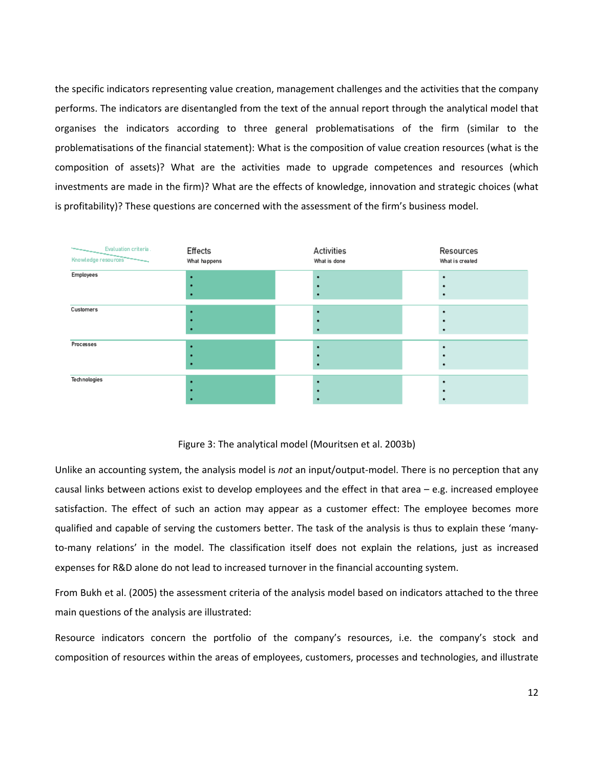the specific indicators representing value creation, management challenges and the activities that the company performs. The indicators are disentangled from the text of the annual report through the analytical model that organises the indicators according to three general problematisations of the firm (similar to the problematisations of the financial statement): What is the composition of value creation resources (what is the composition of assets)? What are the activities made to upgrade competences and resources (which investments are made in the firm)? What are the effects of knowledge, innovation and strategic choices (what is profitability)? These questions are concerned with the assessment of the firm's business model.

| Evaluation criteria / Knowledge resources | Effects<br>What happens | Activities<br>What is done | Resources<br>What is created |
|---|---|---|---|
| Employees | •<br>•<br>• | •<br>•<br>• | •<br>•<br>• |
| Customers | •<br>•<br>• | •<br>•<br>• | •<br>•<br>• |
| Processes | •<br>•<br>• | •<br>•<br>• | •<br>•<br>• |
| Technologies | •<br>•<br>• | •<br>•<br>• | •<br>•<br>• |

Figure 3: The analytical model (Mouritsen et al. 2003b)

Unlike an accounting system, the analysis model is *not* an input/output-model. There is no perception that any causal links between actions exist to develop employees and the effect in that area – e.g. increased employee satisfaction. The effect of such an action may appear as a customer effect: The employee becomes more qualified and capable of serving the customers better. The task of the analysis is thus to explain these 'many-to-many relations' in the model. The classification itself does not explain the relations, just as increased expenses for R&D alone do not lead to increased turnover in the financial accounting system.

From Bukh et al. (2005) the assessment criteria of the analysis model based on indicators attached to the three main questions of the analysis are illustrated:

Resource indicators concern the portfolio of the company's resources, i.e. the company's stock and composition of resources within the areas of employees, customers, processes and technologies, and illustrate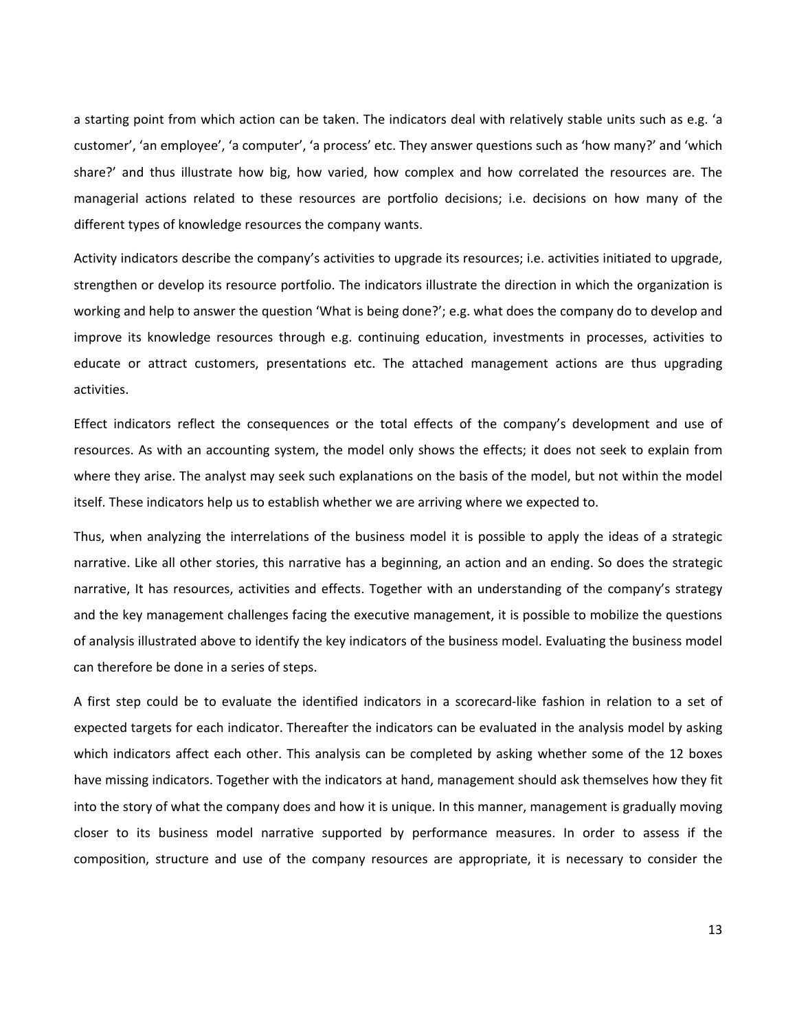a starting point from which action can be taken. The indicators deal with relatively stable units such as e.g. 'a customer', 'an employee', 'a computer', 'a process' etc. They answer questions such as 'how many?' and 'which share?' and thus illustrate how big, how varied, how complex and how correlated the resources are. The managerial actions related to these resources are portfolio decisions; i.e. decisions on how many of the different types of knowledge resources the company wants.

Activity indicators describe the company's activities to upgrade its resources; i.e. activities initiated to upgrade, strengthen or develop its resource portfolio. The indicators illustrate the direction in which the organization is working and help to answer the question 'What is being done?'; e.g. what does the company do to develop and improve its knowledge resources through e.g. continuing education, investments in processes, activities to educate or attract customers, presentations etc. The attached management actions are thus upgrading activities.

Effect indicators reflect the consequences or the total effects of the company's development and use of resources. As with an accounting system, the model only shows the effects; it does not seek to explain from where they arise. The analyst may seek such explanations on the basis of the model, but not within the model itself. These indicators help us to establish whether we are arriving where we expected to.

Thus, when analyzing the interrelations of the business model it is possible to apply the ideas of a strategic narrative. Like all other stories, this narrative has a beginning, an action and an ending. So does the strategic narrative, It has resources, activities and effects. Together with an understanding of the company's strategy and the key management challenges facing the executive management, it is possible to mobilize the questions of analysis illustrated above to identify the key indicators of the business model. Evaluating the business model can therefore be done in a series of steps.

A first step could be to evaluate the identified indicators in a scorecard-like fashion in relation to a set of expected targets for each indicator. Thereafter the indicators can be evaluated in the analysis model by asking which indicators affect each other. This analysis can be completed by asking whether some of the 12 boxes have missing indicators. Together with the indicators at hand, management should ask themselves how they fit into the story of what the company does and how it is unique. In this manner, management is gradually moving closer to its business model narrative supported by performance measures. In order to assess if the composition, structure and use of the company resources are appropriate, it is necessary to consider the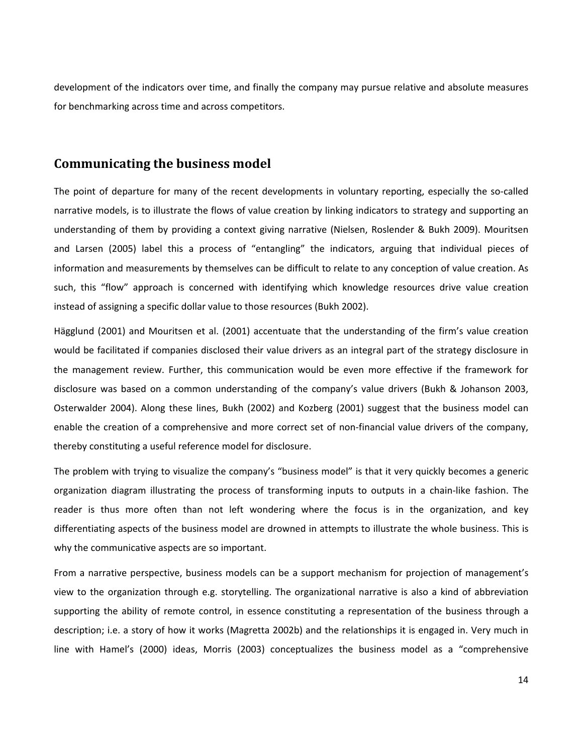development of the indicators over time, and finally the company may pursue relative and absolute measures for benchmarking across time and across competitors.

## Communicating the business model

The point of departure for many of the recent developments in voluntary reporting, especially the so-called narrative models, is to illustrate the flows of value creation by linking indicators to strategy and supporting an understanding of them by providing a context giving narrative (Nielsen, Roslender & Bukh 2009). Mouritsen and Larsen (2005) label this a process of "entangling" the indicators, arguing that individual pieces of information and measurements by themselves can be difficult to relate to any conception of value creation. As such, this "flow" approach is concerned with identifying which knowledge resources drive value creation instead of assigning a specific dollar value to those resources (Bukh 2002).

Hägglund (2001) and Mouritsen et al. (2001) accentuate that the understanding of the firm's value creation would be facilitated if companies disclosed their value drivers as an integral part of the strategy disclosure in the management review. Further, this communication would be even more effective if the framework for disclosure was based on a common understanding of the company's value drivers (Bukh & Johanson 2003, Osterwalder 2004). Along these lines, Bukh (2002) and Kozberg (2001) suggest that the business model can enable the creation of a comprehensive and more correct set of non-financial value drivers of the company, thereby constituting a useful reference model for disclosure.

The problem with trying to visualize the company's "business model" is that it very quickly becomes a generic organization diagram illustrating the process of transforming inputs to outputs in a chain-like fashion. The reader is thus more often than not left wondering where the focus is in the organization, and key differentiating aspects of the business model are drowned in attempts to illustrate the whole business. This is why the communicative aspects are so important.

From a narrative perspective, business models can be a support mechanism for projection of management's view to the organization through e.g. storytelling. The organizational narrative is also a kind of abbreviation supporting the ability of remote control, in essence constituting a representation of the business through a description; i.e. a story of how it works (Magretta 2002b) and the relationships it is engaged in. Very much in line with Hamel's (2000) ideas, Morris (2003) conceptualizes the business model as a "comprehensive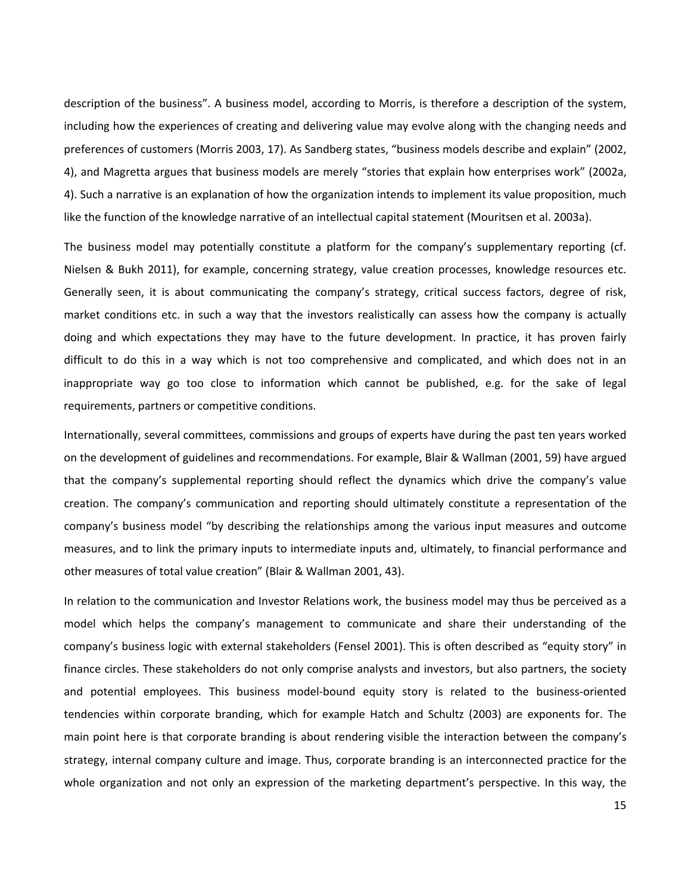description of the business". A business model, according to Morris, is therefore a description of the system, including how the experiences of creating and delivering value may evolve along with the changing needs and preferences of customers (Morris 2003, 17). As Sandberg states, "business models describe and explain" (2002, 4), and Magretta argues that business models are merely "stories that explain how enterprises work" (2002a, 4). Such a narrative is an explanation of how the organization intends to implement its value proposition, much like the function of the knowledge narrative of an intellectual capital statement (Mouritsen et al. 2003a).

The business model may potentially constitute a platform for the company's supplementary reporting (cf. Nielsen & Bukh 2011), for example, concerning strategy, value creation processes, knowledge resources etc. Generally seen, it is about communicating the company's strategy, critical success factors, degree of risk, market conditions etc. in such a way that the investors realistically can assess how the company is actually doing and which expectations they may have to the future development. In practice, it has proven fairly difficult to do this in a way which is not too comprehensive and complicated, and which does not in an inappropriate way go too close to information which cannot be published, e.g. for the sake of legal requirements, partners or competitive conditions.

Internationally, several committees, commissions and groups of experts have during the past ten years worked on the development of guidelines and recommendations. For example, Blair & Wallman (2001, 59) have argued that the company's supplemental reporting should reflect the dynamics which drive the company's value creation. The company's communication and reporting should ultimately constitute a representation of the company's business model "by describing the relationships among the various input measures and outcome measures, and to link the primary inputs to intermediate inputs and, ultimately, to financial performance and other measures of total value creation" (Blair & Wallman 2001, 43).

In relation to the communication and Investor Relations work, the business model may thus be perceived as a model which helps the company's management to communicate and share their understanding of the company's business logic with external stakeholders (Fensel 2001). This is often described as "equity story" in finance circles. These stakeholders do not only comprise analysts and investors, but also partners, the society and potential employees. This business model-bound equity story is related to the business-oriented tendencies within corporate branding, which for example Hatch and Schultz (2003) are exponents for. The main point here is that corporate branding is about rendering visible the interaction between the company's strategy, internal company culture and image. Thus, corporate branding is an interconnected practice for the whole organization and not only an expression of the marketing department's perspective. In this way, the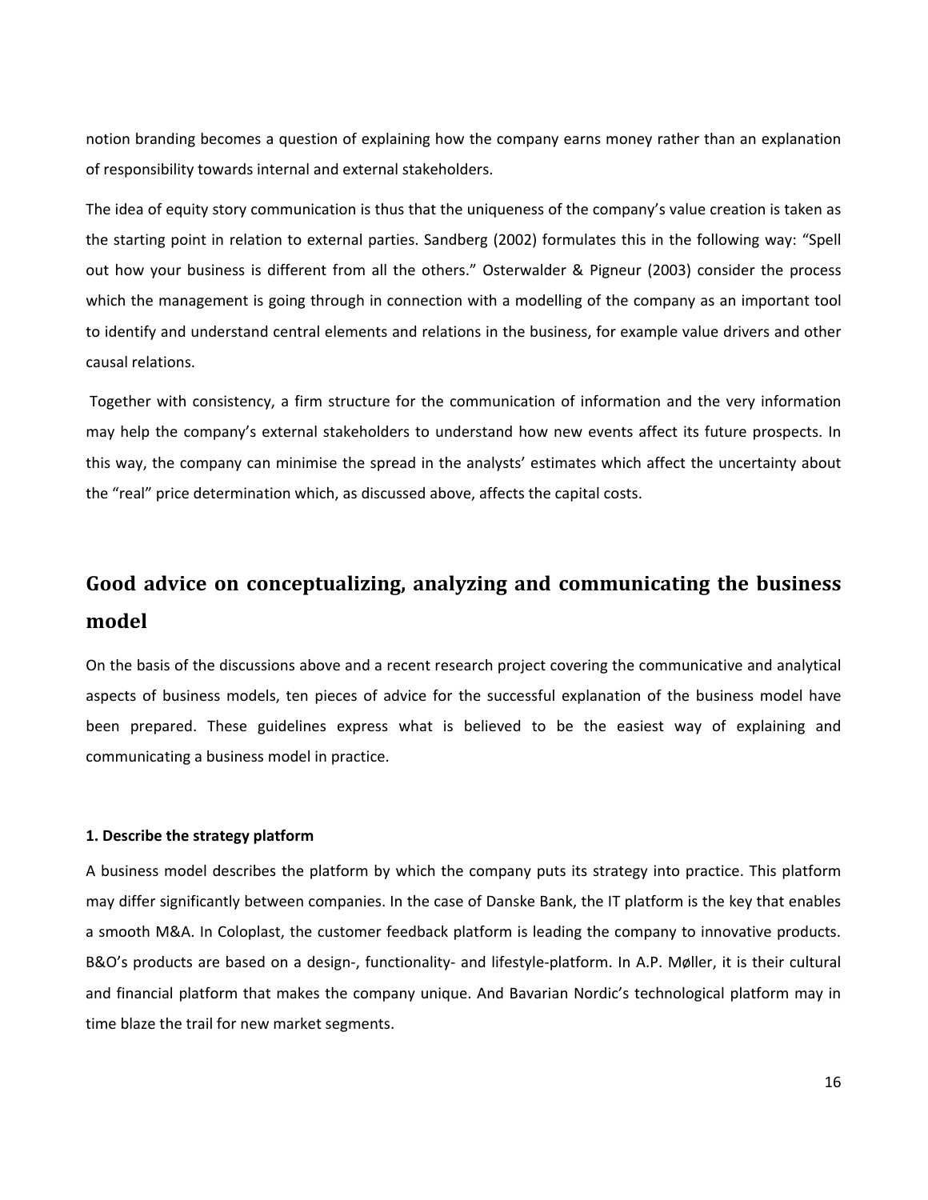notion branding becomes a question of explaining how the company earns money rather than an explanation of responsibility towards internal and external stakeholders.

The idea of equity story communication is thus that the uniqueness of the company's value creation is taken as the starting point in relation to external parties. Sandberg (2002) formulates this in the following way: "Spell out how your business is different from all the others." Osterwalder & Pigneur (2003) consider the process which the management is going through in connection with a modelling of the company as an important tool to identify and understand central elements and relations in the business, for example value drivers and other causal relations.

Together with consistency, a firm structure for the communication of information and the very information may help the company's external stakeholders to understand how new events affect its future prospects. In this way, the company can minimise the spread in the analysts' estimates which affect the uncertainty about the "real" price determination which, as discussed above, affects the capital costs.

## Good advice on conceptualizing, analyzing and communicating the business model

On the basis of the discussions above and a recent research project covering the communicative and analytical aspects of business models, ten pieces of advice for the successful explanation of the business model have been prepared. These guidelines express what is believed to be the easiest way of explaining and communicating a business model in practice.

**1. Describe the strategy platform**

A business model describes the platform by which the company puts its strategy into practice. This platform may differ significantly between companies. In the case of Danske Bank, the IT platform is the key that enables a smooth M&A. In Coloplast, the customer feedback platform is leading the company to innovative products. B&O's products are based on a design-, functionality- and lifestyle-platform. In A.P. Møller, it is their cultural and financial platform that makes the company unique. And Bavarian Nordic's technological platform may in time blaze the trail for new market segments.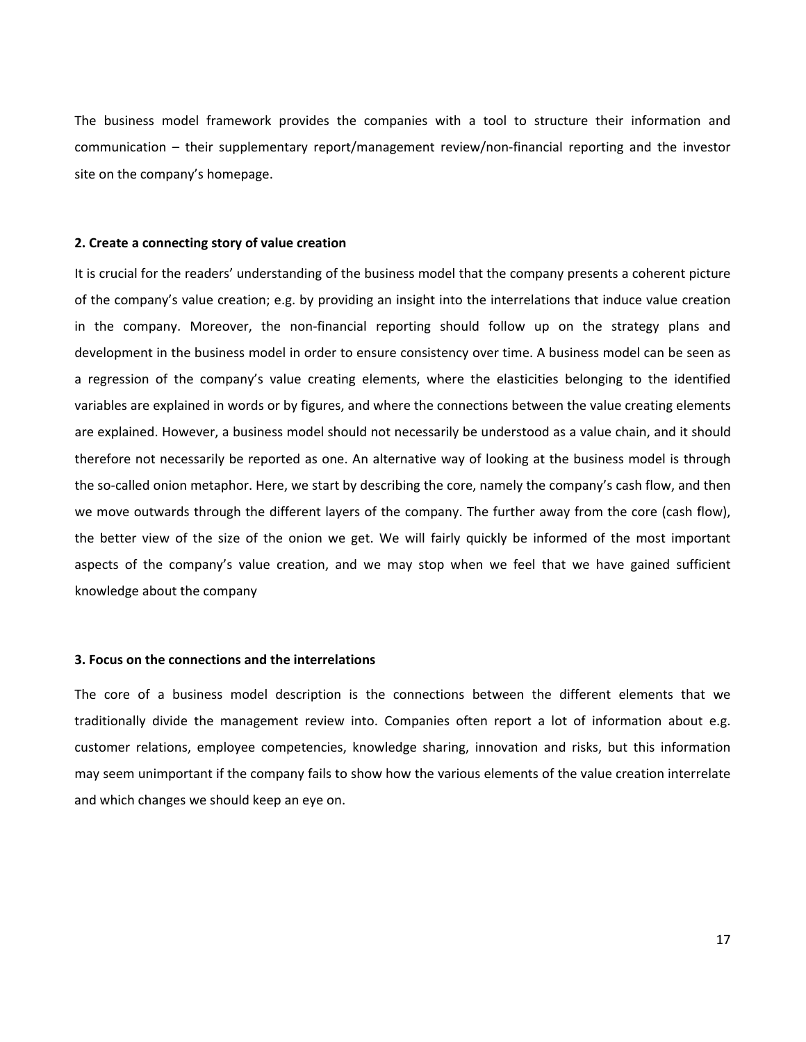The business model framework provides the companies with a tool to structure their information and communication – their supplementary report/management review/non-financial reporting and the investor site on the company's homepage.

**2. Create a connecting story of value creation**

It is crucial for the readers' understanding of the business model that the company presents a coherent picture of the company's value creation; e.g. by providing an insight into the interrelations that induce value creation in the company. Moreover, the non-financial reporting should follow up on the strategy plans and development in the business model in order to ensure consistency over time. A business model can be seen as a regression of the company's value creating elements, where the elasticities belonging to the identified variables are explained in words or by figures, and where the connections between the value creating elements are explained. However, a business model should not necessarily be understood as a value chain, and it should therefore not necessarily be reported as one. An alternative way of looking at the business model is through the so-called onion metaphor. Here, we start by describing the core, namely the company's cash flow, and then we move outwards through the different layers of the company. The further away from the core (cash flow), the better view of the size of the onion we get. We will fairly quickly be informed of the most important aspects of the company's value creation, and we may stop when we feel that we have gained sufficient knowledge about the company

**3. Focus on the connections and the interrelations**

The core of a business model description is the connections between the different elements that we traditionally divide the management review into. Companies often report a lot of information about e.g. customer relations, employee competencies, knowledge sharing, innovation and risks, but this information may seem unimportant if the company fails to show how the various elements of the value creation interrelate and which changes we should keep an eye on.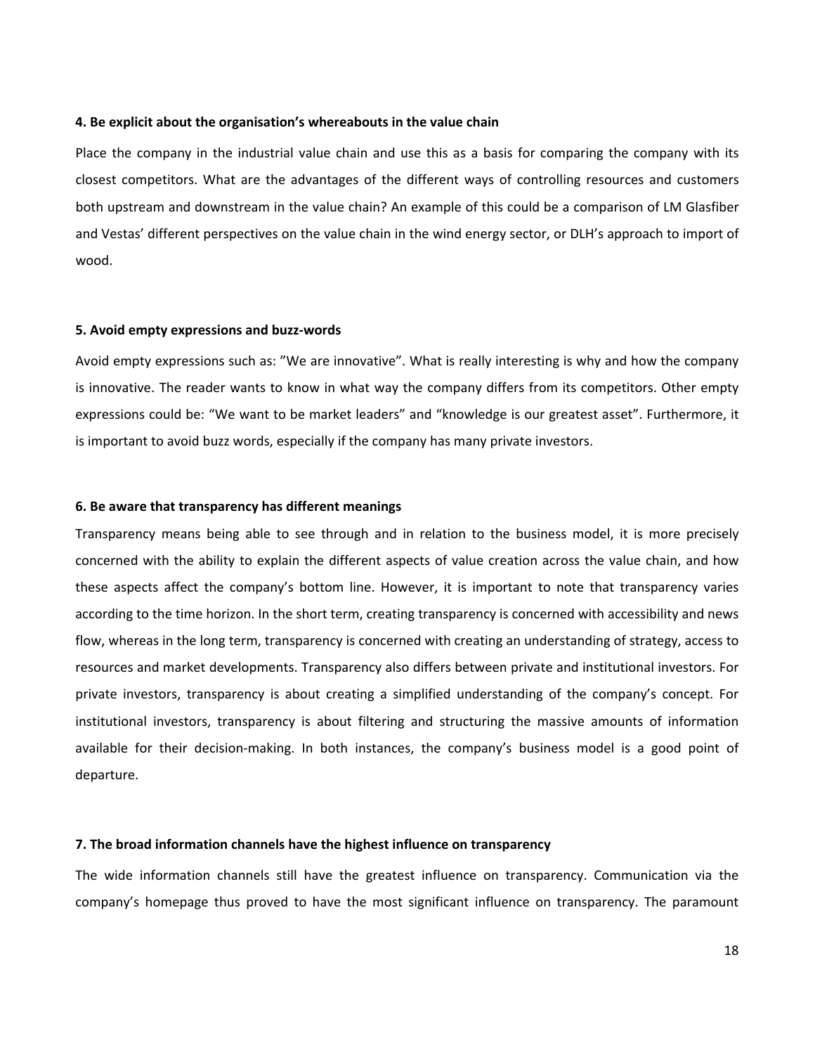#### 4. Be explicit about the organisation's whereabouts in the value chain

Place the company in the industrial value chain and use this as a basis for comparing the company with its closest competitors. What are the advantages of the different ways of controlling resources and customers both upstream and downstream in the value chain? An example of this could be a comparison of LM Glasfiber and Vestas' different perspectives on the value chain in the wind energy sector, or DLH's approach to import of wood.

#### 5. Avoid empty expressions and buzz-words

Avoid empty expressions such as: "We are innovative". What is really interesting is why and how the company is innovative. The reader wants to know in what way the company differs from its competitors. Other empty expressions could be: "We want to be market leaders" and "knowledge is our greatest asset". Furthermore, it is important to avoid buzz words, especially if the company has many private investors.

#### 6. Be aware that transparency has different meanings

Transparency means being able to see through and in relation to the business model, it is more precisely concerned with the ability to explain the different aspects of value creation across the value chain, and how these aspects affect the company's bottom line. However, it is important to note that transparency varies according to the time horizon. In the short term, creating transparency is concerned with accessibility and news flow, whereas in the long term, transparency is concerned with creating an understanding of strategy, access to resources and market developments. Transparency also differs between private and institutional investors. For private investors, transparency is about creating a simplified understanding of the company's concept. For institutional investors, transparency is about filtering and structuring the massive amounts of information available for their decision-making. In both instances, the company's business model is a good point of departure.

#### 7. The broad information channels have the highest influence on transparency

The wide information channels still have the greatest influence on transparency. Communication via the company's homepage thus proved to have the most significant influence on transparency. The paramount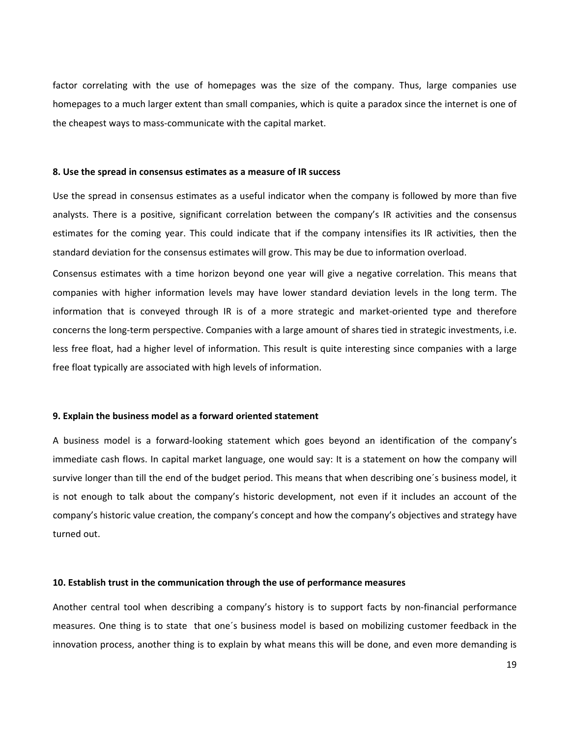factor correlating with the use of homepages was the size of the company. Thus, large companies use homepages to a much larger extent than small companies, which is quite a paradox since the internet is one of the cheapest ways to mass-communicate with the capital market.

**8. Use the spread in consensus estimates as a measure of IR success**

Use the spread in consensus estimates as a useful indicator when the company is followed by more than five analysts. There is a positive, significant correlation between the company's IR activities and the consensus estimates for the coming year. This could indicate that if the company intensifies its IR activities, then the standard deviation for the consensus estimates will grow. This may be due to information overload.

Consensus estimates with a time horizon beyond one year will give a negative correlation. This means that companies with higher information levels may have lower standard deviation levels in the long term. The information that is conveyed through IR is of a more strategic and market-oriented type and therefore concerns the long-term perspective. Companies with a large amount of shares tied in strategic investments, i.e. less free float, had a higher level of information. This result is quite interesting since companies with a large free float typically are associated with high levels of information.

**9. Explain the business model as a forward oriented statement**

A business model is a forward-looking statement which goes beyond an identification of the company's immediate cash flows. In capital market language, one would say: It is a statement on how the company will survive longer than till the end of the budget period. This means that when describing one´s business model, it is not enough to talk about the company's historic development, not even if it includes an account of the company's historic value creation, the company's concept and how the company's objectives and strategy have turned out.

**10. Establish trust in the communication through the use of performance measures**

Another central tool when describing a company's history is to support facts by non-financial performance measures. One thing is to state that one´s business model is based on mobilizing customer feedback in the innovation process, another thing is to explain by what means this will be done, and even more demanding is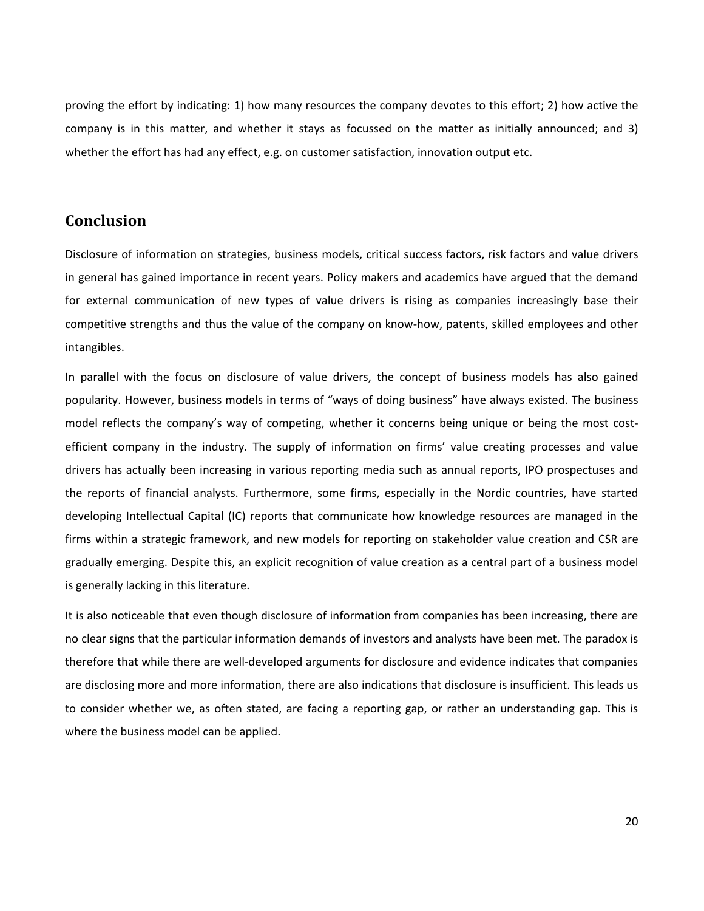proving the effort by indicating: 1) how many resources the company devotes to this effort; 2) how active the company is in this matter, and whether it stays as focussed on the matter as initially announced; and 3) whether the effort has had any effect, e.g. on customer satisfaction, innovation output etc.

## Conclusion

Disclosure of information on strategies, business models, critical success factors, risk factors and value drivers in general has gained importance in recent years. Policy makers and academics have argued that the demand for external communication of new types of value drivers is rising as companies increasingly base their competitive strengths and thus the value of the company on know-how, patents, skilled employees and other intangibles.

In parallel with the focus on disclosure of value drivers, the concept of business models has also gained popularity. However, business models in terms of "ways of doing business" have always existed. The business model reflects the company's way of competing, whether it concerns being unique or being the most cost-efficient company in the industry. The supply of information on firms' value creating processes and value drivers has actually been increasing in various reporting media such as annual reports, IPO prospectuses and the reports of financial analysts. Furthermore, some firms, especially in the Nordic countries, have started developing Intellectual Capital (IC) reports that communicate how knowledge resources are managed in the firms within a strategic framework, and new models for reporting on stakeholder value creation and CSR are gradually emerging. Despite this, an explicit recognition of value creation as a central part of a business model is generally lacking in this literature.

It is also noticeable that even though disclosure of information from companies has been increasing, there are no clear signs that the particular information demands of investors and analysts have been met. The paradox is therefore that while there are well-developed arguments for disclosure and evidence indicates that companies are disclosing more and more information, there are also indications that disclosure is insufficient. This leads us to consider whether we, as often stated, are facing a reporting gap, or rather an understanding gap. This is where the business model can be applied.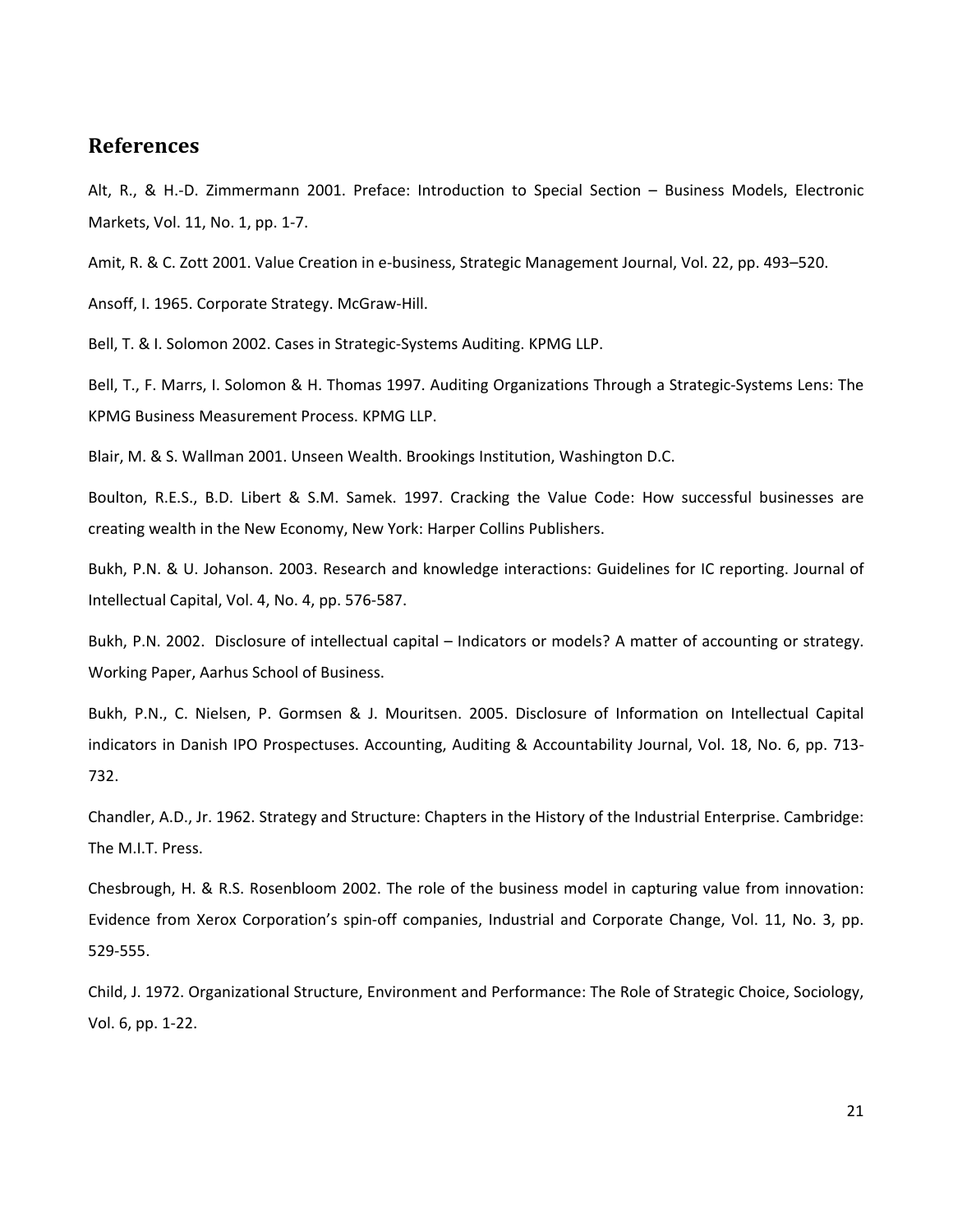## References

Alt, R., & H.-D. Zimmermann 2001. Preface: Introduction to Special Section – Business Models, Electronic Markets, Vol. 11, No. 1, pp. 1-7.

Amit, R. & C. Zott 2001. Value Creation in e-business, Strategic Management Journal, Vol. 22, pp. 493–520.

Ansoff, I. 1965. Corporate Strategy. McGraw-Hill.

Bell, T. & I. Solomon 2002. Cases in Strategic-Systems Auditing. KPMG LLP.

Bell, T., F. Marrs, I. Solomon & H. Thomas 1997. Auditing Organizations Through a Strategic-Systems Lens: The KPMG Business Measurement Process. KPMG LLP.

Blair, M. & S. Wallman 2001. Unseen Wealth. Brookings Institution, Washington D.C.

Boulton, R.E.S., B.D. Libert & S.M. Samek. 1997. Cracking the Value Code: How successful businesses are creating wealth in the New Economy, New York: Harper Collins Publishers.

Bukh, P.N. & U. Johanson. 2003. Research and knowledge interactions: Guidelines for IC reporting. Journal of Intellectual Capital, Vol. 4, No. 4, pp. 576-587.

Bukh, P.N. 2002. Disclosure of intellectual capital – Indicators or models? A matter of accounting or strategy. Working Paper, Aarhus School of Business.

Bukh, P.N., C. Nielsen, P. Gormsen & J. Mouritsen. 2005. Disclosure of Information on Intellectual Capital indicators in Danish IPO Prospectuses. Accounting, Auditing & Accountability Journal, Vol. 18, No. 6, pp. 713-732.

Chandler, A.D., Jr. 1962. Strategy and Structure: Chapters in the History of the Industrial Enterprise. Cambridge: The M.I.T. Press.

Chesbrough, H. & R.S. Rosenbloom 2002. The role of the business model in capturing value from innovation: Evidence from Xerox Corporation's spin-off companies, Industrial and Corporate Change, Vol. 11, No. 3, pp. 529-555.

Child, J. 1972. Organizational Structure, Environment and Performance: The Role of Strategic Choice, Sociology, Vol. 6, pp. 1-22.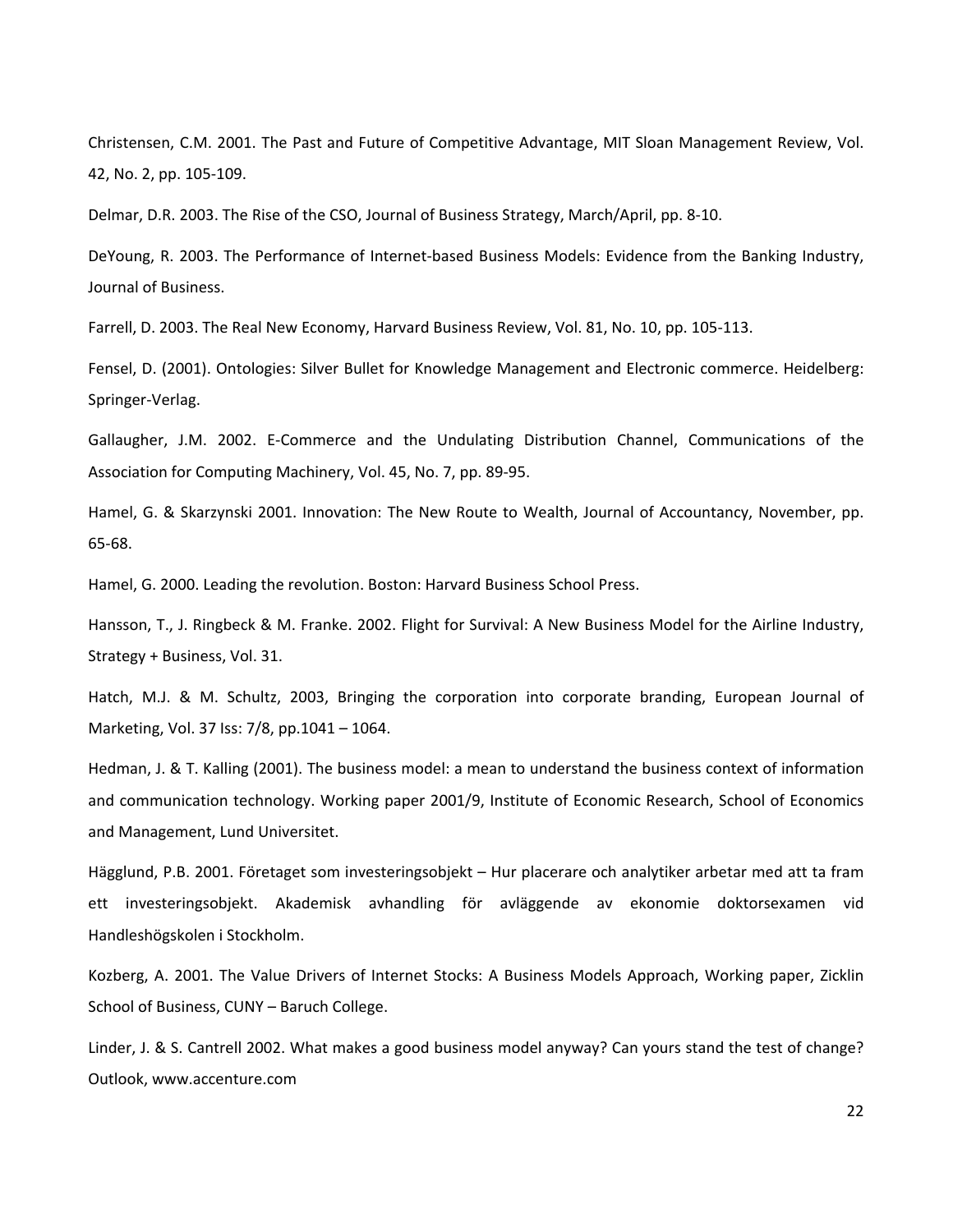Christensen, C.M. 2001. The Past and Future of Competitive Advantage, MIT Sloan Management Review, Vol. 42, No. 2, pp. 105-109.

Delmar, D.R. 2003. The Rise of the CSO, Journal of Business Strategy, March/April, pp. 8-10.

DeYoung, R. 2003. The Performance of Internet-based Business Models: Evidence from the Banking Industry, Journal of Business.

Farrell, D. 2003. The Real New Economy, Harvard Business Review, Vol. 81, No. 10, pp. 105-113.

Fensel, D. (2001). Ontologies: Silver Bullet for Knowledge Management and Electronic commerce. Heidelberg: Springer-Verlag.

Gallaugher, J.M. 2002. E-Commerce and the Undulating Distribution Channel, Communications of the Association for Computing Machinery, Vol. 45, No. 7, pp. 89-95.

Hamel, G. & Skarzynski 2001. Innovation: The New Route to Wealth, Journal of Accountancy, November, pp. 65-68.

Hamel, G. 2000. Leading the revolution. Boston: Harvard Business School Press.

Hansson, T., J. Ringbeck & M. Franke. 2002. Flight for Survival: A New Business Model for the Airline Industry, Strategy + Business, Vol. 31.

Hatch, M.J. & M. Schultz, 2003, Bringing the corporation into corporate branding, European Journal of Marketing, Vol. 37 Iss: 7/8, pp.1041 – 1064.

Hedman, J. & T. Kalling (2001). The business model: a mean to understand the business context of information and communication technology. Working paper 2001/9, Institute of Economic Research, School of Economics and Management, Lund Universitet.

Hägglund, P.B. 2001. Företaget som investeringsobjekt – Hur placerare och analytiker arbetar med att ta fram ett investeringsobjekt. Akademisk avhandling för avläggende av ekonomie doktorsexamen vid Handleshögskolen i Stockholm.

Kozberg, A. 2001. The Value Drivers of Internet Stocks: A Business Models Approach, Working paper, Zicklin School of Business, CUNY – Baruch College.

Linder, J. & S. Cantrell 2002. What makes a good business model anyway? Can yours stand the test of change? Outlook, www.accenture.com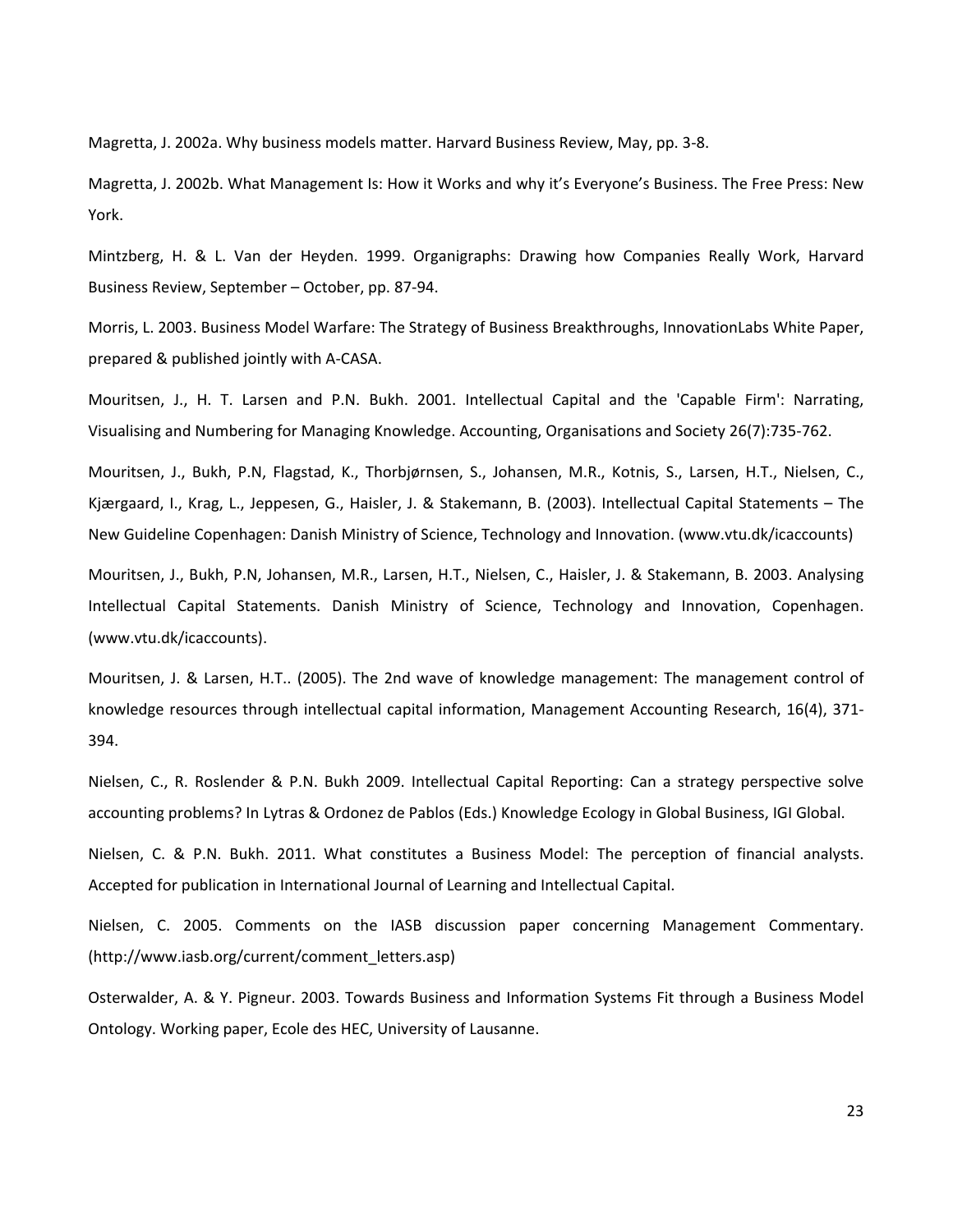Magretta, J. 2002a. Why business models matter. Harvard Business Review, May, pp. 3-8.

Magretta, J. 2002b. What Management Is: How it Works and why it's Everyone's Business. The Free Press: New York.

Mintzberg, H. & L. Van der Heyden. 1999. Organigraphs: Drawing how Companies Really Work, Harvard Business Review, September – October, pp. 87-94.

Morris, L. 2003. Business Model Warfare: The Strategy of Business Breakthroughs, InnovationLabs White Paper, prepared & published jointly with A-CASA.

Mouritsen, J., H. T. Larsen and P.N. Bukh. 2001. Intellectual Capital and the 'Capable Firm': Narrating, Visualising and Numbering for Managing Knowledge. Accounting, Organisations and Society 26(7):735-762.

Mouritsen, J., Bukh, P.N, Flagstad, K., Thorbjørnsen, S., Johansen, M.R., Kotnis, S., Larsen, H.T., Nielsen, C., Kjærgaard, I., Krag, L., Jeppesen, G., Haisler, J. & Stakemann, B. (2003). Intellectual Capital Statements – The New Guideline Copenhagen: Danish Ministry of Science, Technology and Innovation. (www.vtu.dk/icaccounts)

Mouritsen, J., Bukh, P.N, Johansen, M.R., Larsen, H.T., Nielsen, C., Haisler, J. & Stakemann, B. 2003. Analysing Intellectual Capital Statements. Danish Ministry of Science, Technology and Innovation, Copenhagen. (www.vtu.dk/icaccounts).

Mouritsen, J. & Larsen, H.T.. (2005). The 2nd wave of knowledge management: The management control of knowledge resources through intellectual capital information, Management Accounting Research, 16(4), 371-394.

Nielsen, C., R. Roslender & P.N. Bukh 2009. Intellectual Capital Reporting: Can a strategy perspective solve accounting problems? In Lytras & Ordonez de Pablos (Eds.) Knowledge Ecology in Global Business, IGI Global.

Nielsen, C. & P.N. Bukh. 2011. What constitutes a Business Model: The perception of financial analysts. Accepted for publication in International Journal of Learning and Intellectual Capital.

Nielsen, C. 2005. Comments on the IASB discussion paper concerning Management Commentary. (http://www.iasb.org/current/comment_letters.asp)

Osterwalder, A. & Y. Pigneur. 2003. Towards Business and Information Systems Fit through a Business Model Ontology. Working paper, Ecole des HEC, University of Lausanne.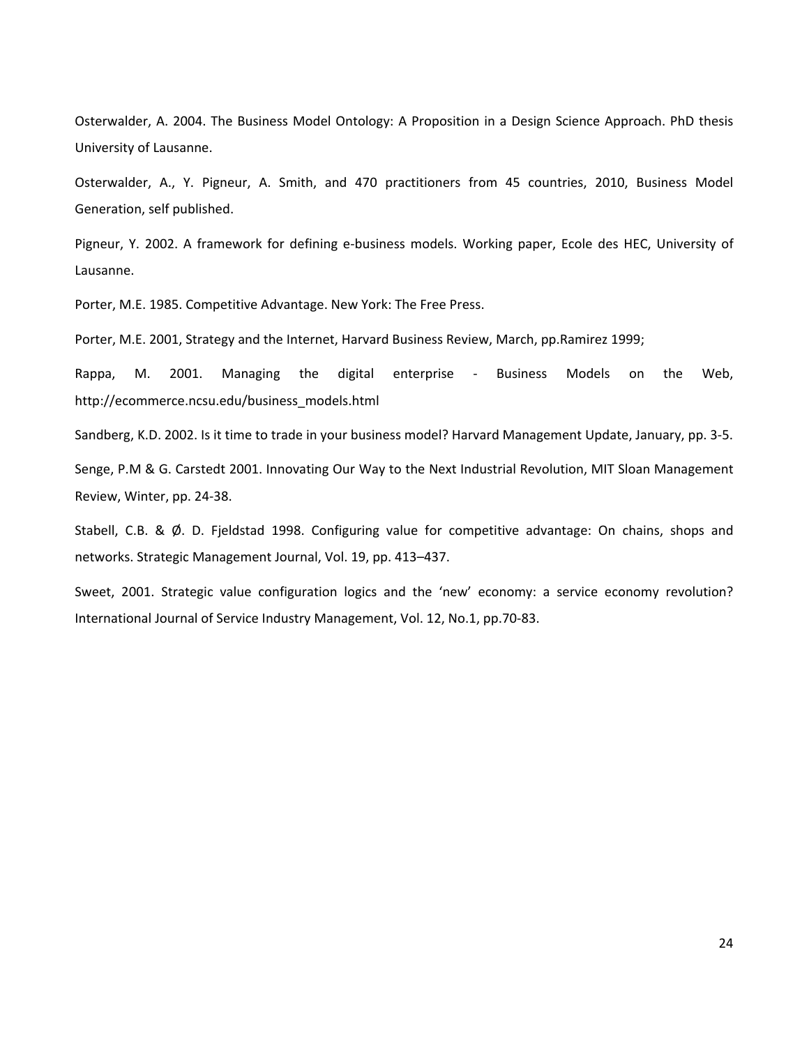Osterwalder, A. 2004. The Business Model Ontology: A Proposition in a Design Science Approach. PhD thesis University of Lausanne.

Osterwalder, A., Y. Pigneur, A. Smith, and 470 practitioners from 45 countries, 2010, Business Model Generation, self published.

Pigneur, Y. 2002. A framework for defining e-business models. Working paper, Ecole des HEC, University of Lausanne.

Porter, M.E. 1985. Competitive Advantage. New York: The Free Press.

Porter, M.E. 2001, Strategy and the Internet, Harvard Business Review, March, pp.Ramirez 1999;

Rappa, M. 2001. Managing the digital enterprise - Business Models on the Web, http://ecommerce.ncsu.edu/business_models.html

Sandberg, K.D. 2002. Is it time to trade in your business model? Harvard Management Update, January, pp. 3-5.

Senge, P.M & G. Carstedt 2001. Innovating Our Way to the Next Industrial Revolution, MIT Sloan Management Review, Winter, pp. 24-38.

Stabell, C.B. & Ø. D. Fjeldstad 1998. Configuring value for competitive advantage: On chains, shops and networks. Strategic Management Journal, Vol. 19, pp. 413–437.

Sweet, 2001. Strategic value configuration logics and the 'new' economy: a service economy revolution? International Journal of Service Industry Management, Vol. 12, No.1, pp.70-83.